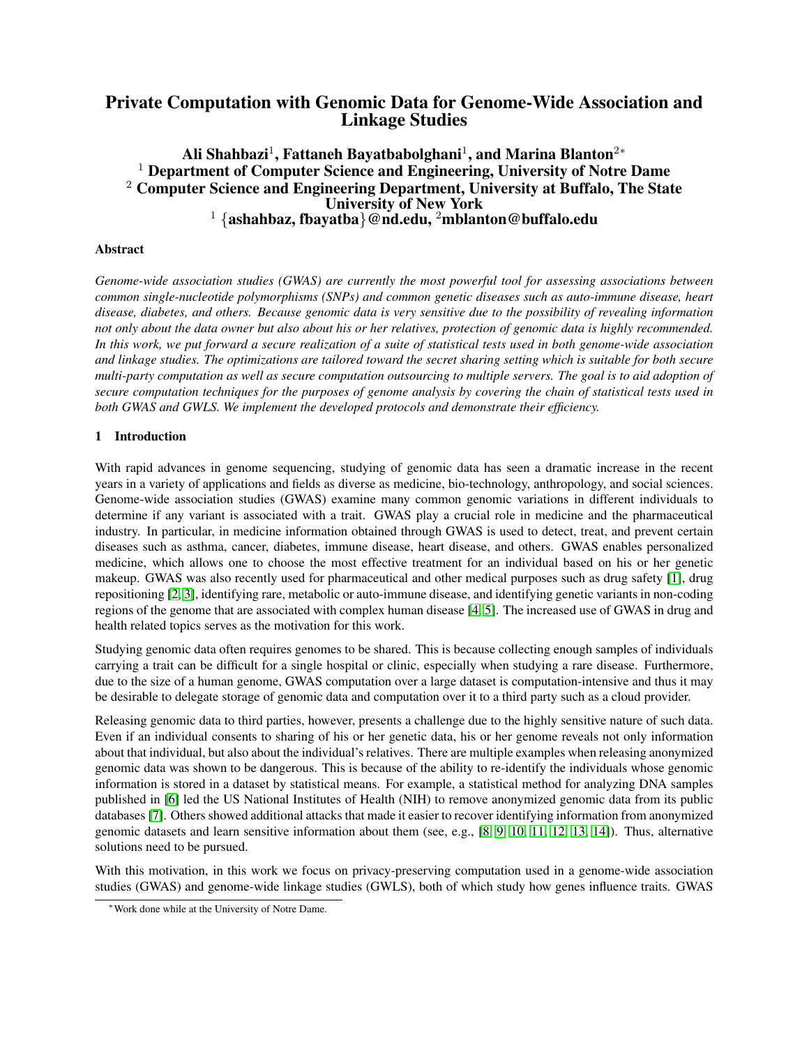# Private Computation with Genomic Data for Genome-Wide Association and Linkage Studies

**Ali Shahbazi[1], Fattaneh Bayatbabolghani[1], and Marina Blanton[2*]**
**[1] Department of Computer Science and Engineering, University of Notre Dame**
**[2] Computer Science and Engineering Department, University at Buffalo, The State University of New York**
**[1] {ashahbaz, fbayatba}@nd.edu, [2]mblanton@buffalo.edu**

### Abstract

*Genome-wide association studies (GWAS) are currently the most powerful tool for assessing associations between common single-nucleotide polymorphisms (SNPs) and common genetic diseases such as auto-immune disease, heart disease, diabetes, and others. Because genomic data is very sensitive due to the possibility of revealing information not only about the data owner but also about his or her relatives, protection of genomic data is highly recommended. In this work, we put forward a secure realization of a suite of statistical tests used in both genome-wide association and linkage studies. The optimizations are tailored toward the secret sharing setting which is suitable for both secure multi-party computation as well as secure computation outsourcing to multiple servers. The goal is to aid adoption of secure computation techniques for the purposes of genome analysis by covering the chain of statistical tests used in both GWAS and GWLS. We implement the developed protocols and demonstrate their efficiency.*

## 1 Introduction

With rapid advances in genome sequencing, studying of genomic data has seen a dramatic increase in the recent years in a variety of applications and fields as diverse as medicine, bio-technology, anthropology, and social sciences. Genome-wide association studies (GWAS) examine many common genomic variations in different individuals to determine if any variant is associated with a trait. GWAS play a crucial role in medicine and the pharmaceutical industry. In particular, in medicine information obtained through GWAS is used to detect, treat, and prevent certain diseases such as asthma, cancer, diabetes, immune disease, heart disease, and others. GWAS enables personalized medicine, which allows one to choose the most effective treatment for an individual based on his or her genetic makeup. GWAS was also recently used for pharmaceutical and other medical purposes such as drug safety [1], drug repositioning [2, 3], identifying rare, metabolic or auto-immune disease, and identifying genetic variants in non-coding regions of the genome that are associated with complex human disease [4, 5]. The increased use of GWAS in drug and health related topics serves as the motivation for this work.

Studying genomic data often requires genomes to be shared. This is because collecting enough samples of individuals carrying a trait can be difficult for a single hospital or clinic, especially when studying a rare disease. Furthermore, due to the size of a human genome, GWAS computation over a large dataset is computation-intensive and thus it may be desirable to delegate storage of genomic data and computation over it to a third party such as a cloud provider.

Releasing genomic data to third parties, however, presents a challenge due to the highly sensitive nature of such data. Even if an individual consents to sharing of his or her genetic data, his or her genome reveals not only information about that individual, but also about the individual's relatives. There are multiple examples when releasing anonymized genomic data was shown to be dangerous. This is because of the ability to re-identify the individuals whose genomic information is stored in a dataset by statistical means. For example, a statistical method for analyzing DNA samples published in [6] led the US National Institutes of Health (NIH) to remove anonymized genomic data from its public databases [7]. Others showed additional attacks that made it easier to recover identifying information from anonymized genomic datasets and learn sensitive information about them (see, e.g., [8, 9, 10, 11, 12, 13, 14]). Thus, alternative solutions need to be pursued.

With this motivation, in this work we focus on privacy-preserving computation used in a genome-wide association studies (GWAS) and genome-wide linkage studies (GWLS), both of which study how genes influence traits. GWAS

[*] Work done while at the University of Notre Dame.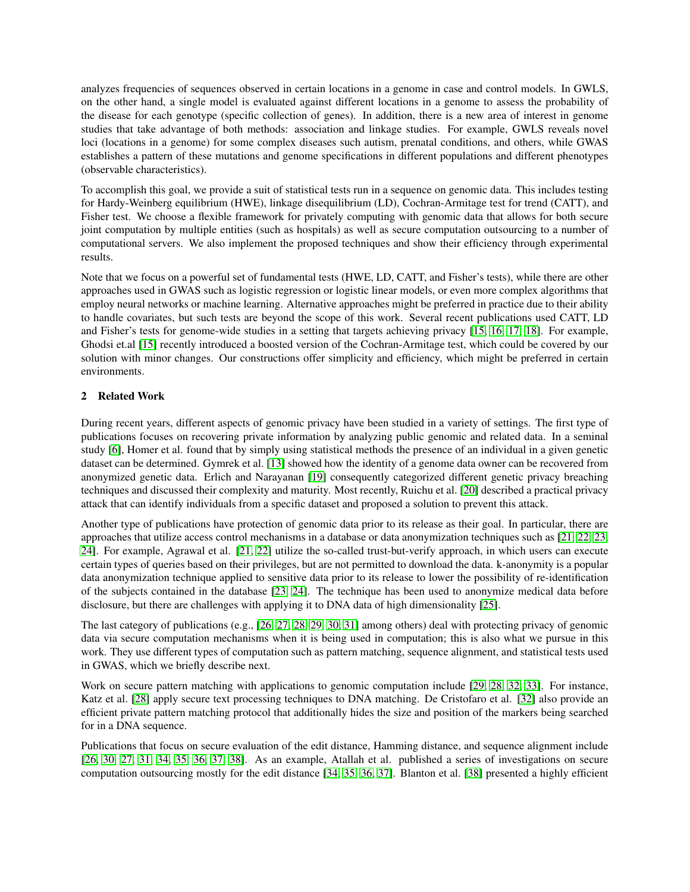analyzes frequencies of sequences observed in certain locations in a genome in case and control models. In GWLS, on the other hand, a single model is evaluated against different locations in a genome to assess the probability of the disease for each genotype (specific collection of genes). In addition, there is a new area of interest in genome studies that take advantage of both methods: association and linkage studies. For example, GWLS reveals novel loci (locations in a genome) for some complex diseases such autism, prenatal conditions, and others, while GWAS establishes a pattern of these mutations and genome specifications in different populations and different phenotypes (observable characteristics).

To accomplish this goal, we provide a suit of statistical tests run in a sequence on genomic data. This includes testing for Hardy-Weinberg equilibrium (HWE), linkage disequilibrium (LD), Cochran-Armitage test for trend (CATT), and Fisher test. We choose a flexible framework for privately computing with genomic data that allows for both secure joint computation by multiple entities (such as hospitals) as well as secure computation outsourcing to a number of computational servers. We also implement the proposed techniques and show their efficiency through experimental results.

Note that we focus on a powerful set of fundamental tests (HWE, LD, CATT, and Fisher's tests), while there are other approaches used in GWAS such as logistic regression or logistic linear models, or even more complex algorithms that employ neural networks or machine learning. Alternative approaches might be preferred in practice due to their ability to handle covariates, but such tests are beyond the scope of this work. Several recent publications used CATT, LD and Fisher's tests for genome-wide studies in a setting that targets achieving privacy [15, 16, 17, 18]. For example, Ghodsi et.al [15] recently introduced a boosted version of the Cochran-Armitage test, which could be covered by our solution with minor changes. Our constructions offer simplicity and efficiency, which might be preferred in certain environments.

## 2 Related Work

During recent years, different aspects of genomic privacy have been studied in a variety of settings. The first type of publications focuses on recovering private information by analyzing public genomic and related data. In a seminal study [6], Homer et al. found that by simply using statistical methods the presence of an individual in a given genetic dataset can be determined. Gymrek et al. [13] showed how the identity of a genome data owner can be recovered from anonymized genetic data. Erlich and Narayanan [19] consequently categorized different genetic privacy breaching techniques and discussed their complexity and maturity. Most recently, Ruichu et al. [20] described a practical privacy attack that can identify individuals from a specific dataset and proposed a solution to prevent this attack.

Another type of publications have protection of genomic data prior to its release as their goal. In particular, there are approaches that utilize access control mechanisms in a database or data anonymization techniques such as [21, 22, 23, 24]. For example, Agrawal et al. [21, 22] utilize the so-called trust-but-verify approach, in which users can execute certain types of queries based on their privileges, but are not permitted to download the data. k-anonymity is a popular data anonymization technique applied to sensitive data prior to its release to lower the possibility of re-identification of the subjects contained in the database [23, 24]. The technique has been used to anonymize medical data before disclosure, but there are challenges with applying it to DNA data of high dimensionality [25].

The last category of publications (e.g., [26, 27, 28, 29, 30, 31] among others) deal with protecting privacy of genomic data via secure computation mechanisms when it is being used in computation; this is also what we pursue in this work. They use different types of computation such as pattern matching, sequence alignment, and statistical tests used in GWAS, which we briefly describe next.

Work on secure pattern matching with applications to genomic computation include [29, 28, 32, 33]. For instance, Katz et al. [28] apply secure text processing techniques to DNA matching. De Cristofaro et al. [32] also provide an efficient private pattern matching protocol that additionally hides the size and position of the markers being searched for in a DNA sequence.

Publications that focus on secure evaluation of the edit distance, Hamming distance, and sequence alignment include [26, 30, 27, 31, 34, 35, 36, 37, 38]. As an example, Atallah et al. published a series of investigations on secure computation outsourcing mostly for the edit distance [34, 35, 36, 37]. Blanton et al. [38] presented a highly efficient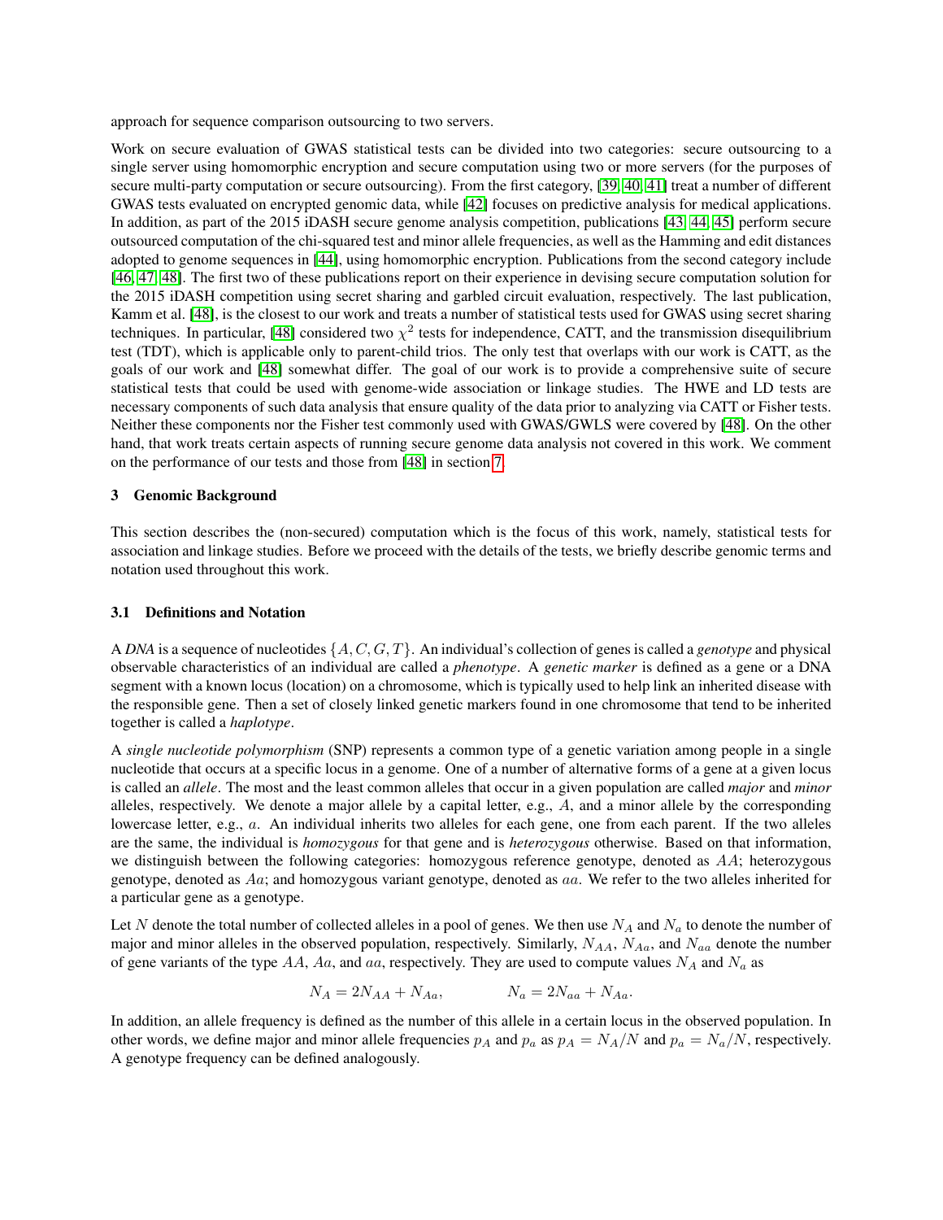approach for sequence comparison outsourcing to two servers.

Work on secure evaluation of GWAS statistical tests can be divided into two categories: secure outsourcing to a single server using homomorphic encryption and secure computation using two or more servers (for the purposes of secure multi-party computation or secure outsourcing). From the first category, [39, 40, 41] treat a number of different GWAS tests evaluated on encrypted genomic data, while [42] focuses on predictive analysis for medical applications. In addition, as part of the 2015 iDASH secure genome analysis competition, publications [43, 44, 45] perform secure outsourced computation of the chi-squared test and minor allele frequencies, as well as the Hamming and edit distances adopted to genome sequences in [44], using homomorphic encryption. Publications from the second category include [46, 47, 48]. The first two of these publications report on their experience in devising secure computation solution for the 2015 iDASH competition using secret sharing and garbled circuit evaluation, respectively. The last publication, Kamm et al. [48], is the closest to our work and treats a number of statistical tests used for GWAS using secret sharing techniques. In particular, [48] considered two $\chi^2$ tests for independence, CATT, and the transmission disequilibrium test (TDT), which is applicable only to parent-child trios. The only test that overlaps with our work is CATT, as the goals of our work and [48] somewhat differ. The goal of our work is to provide a comprehensive suite of secure statistical tests that could be used with genome-wide association or linkage studies. The HWE and LD tests are necessary components of such data analysis that ensure quality of the data prior to analyzing via CATT or Fisher tests. Neither these components nor the Fisher test commonly used with GWAS/GWLS were covered by [48]. On the other hand, that work treats certain aspects of running secure genome data analysis not covered in this work. We comment on the performance of our tests and those from [48] in section 7.

## 3 Genomic Background

This section describes the (non-secured) computation which is the focus of this work, namely, statistical tests for association and linkage studies. Before we proceed with the details of the tests, we briefly describe genomic terms and notation used throughout this work.

### 3.1 Definitions and Notation

A *DNA* is a sequence of nucleotides $\{A, C, G, T\}$. An individual's collection of genes is called a *genotype* and physical observable characteristics of an individual are called a *phenotype*. A *genetic marker* is defined as a gene or a DNA segment with a known locus (location) on a chromosome, which is typically used to help link an inherited disease with the responsible gene. Then a set of closely linked genetic markers found in one chromosome that tend to be inherited together is called a *haplotype*.

A *single nucleotide polymorphism* (SNP) represents a common type of a genetic variation among people in a single nucleotide that occurs at a specific locus in a genome. One of a number of alternative forms of a gene at a given locus is called an *allele*. The most and the least common alleles that occur in a given population are called *major* and *minor* alleles, respectively. We denote a major allele by a capital letter, e.g., $A$, and a minor allele by the corresponding lowercase letter, e.g., $a$. An individual inherits two alleles for each gene, one from each parent. If the two alleles are the same, the individual is *homozygous* for that gene and is *heterozygous* otherwise. Based on that information, we distinguish between the following categories: homozygous reference genotype, denoted as $AA$; heterozygous genotype, denoted as $Aa$; and homozygous variant genotype, denoted as $aa$. We refer to the two alleles inherited for a particular gene as a genotype.

Let $N$ denote the total number of collected alleles in a pool of genes. We then use $N_A$ and $N_a$ to denote the number of major and minor alleles in the observed population, respectively. Similarly, $N_{AA}$, $N_{Aa}$, and $N_{aa}$ denote the number of gene variants of the type $AA$, $Aa$, and $aa$, respectively. They are used to compute values $N_A$ and $N_a$ as

$$N_A = 2N_{AA} + N_{Aa}, \qquad N_a = 2N_{aa} + N_{Aa}.$$

In addition, an allele frequency is defined as the number of this allele in a certain locus in the observed population. In other words, we define major and minor allele frequencies $p_A$ and $p_a$ as $p_A = N_A/N$ and $p_a = N_a/N$, respectively. A genotype frequency can be defined analogously.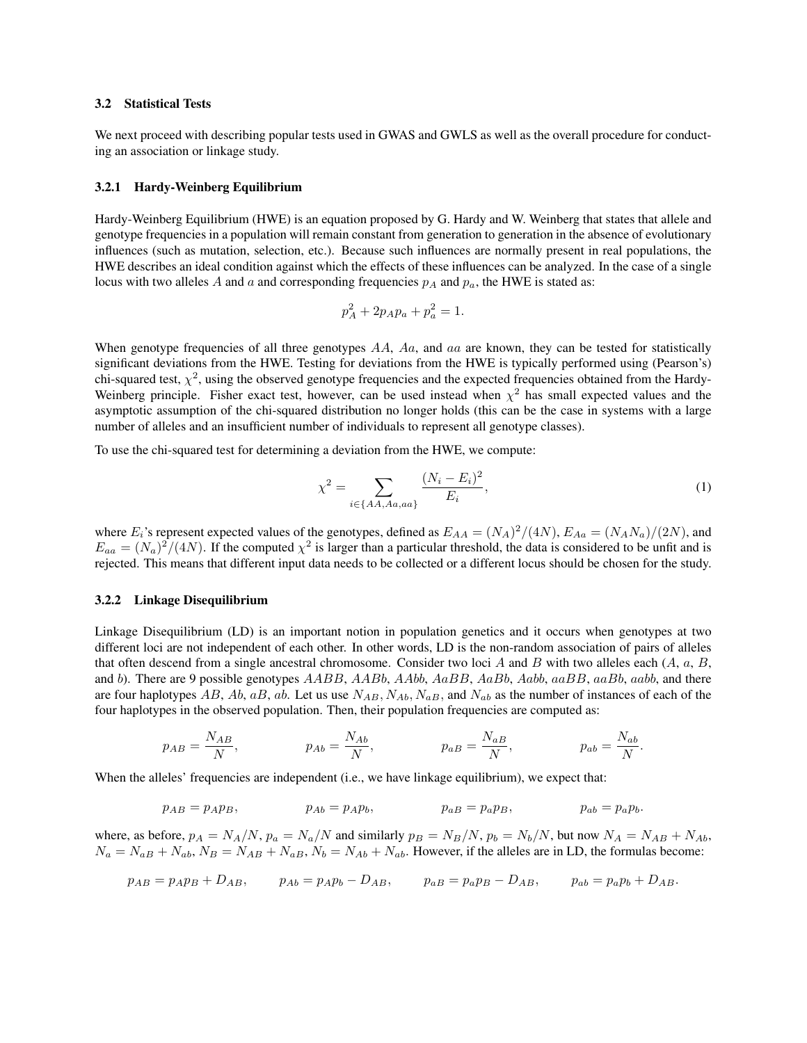### 3.2 Statistical Tests

We next proceed with describing popular tests used in GWAS and GWLS as well as the overall procedure for conducting an association or linkage study.

#### 3.2.1 Hardy-Weinberg Equilibrium

Hardy-Weinberg Equilibrium (HWE) is an equation proposed by G. Hardy and W. Weinberg that states that allele and genotype frequencies in a population will remain constant from generation to generation in the absence of evolutionary influences (such as mutation, selection, etc.). Because such influences are normally present in real populations, the HWE describes an ideal condition against which the effects of these influences can be analyzed. In the case of a single locus with two alleles $A$ and $a$ and corresponding frequencies $p_A$ and $p_a$, the HWE is stated as:

$$p_A^2 + 2p_A p_a + p_a^2 = 1.$$

When genotype frequencies of all three genotypes $AA$, $Aa$, and $aa$ are known, they can be tested for statistically significant deviations from the HWE. Testing for deviations from the HWE is typically performed using (Pearson's) chi-squared test, $\chi^2$, using the observed genotype frequencies and the expected frequencies obtained from the Hardy-Weinberg principle. Fisher exact test, however, can be used instead when $\chi^2$ has small expected values and the asymptotic assumption of the chi-squared distribution no longer holds (this can be the case in systems with a large number of alleles and an insufficient number of individuals to represent all genotype classes).

To use the chi-squared test for determining a deviation from the HWE, we compute:

$$\chi^2 = \sum_{i \in \{AA, Aa, aa\}} \frac{(N_i - E_i)^2}{E_i}, \tag{1}$$

where $E_i$'s represent expected values of the genotypes, defined as $E_{AA} = (N_A)^2/(4N)$, $E_{Aa} = (N_A N_a)/(2N)$, and $E_{aa} = (N_a)^2/(4N)$. If the computed $\chi^2$ is larger than a particular threshold, the data is considered to be unfit and is rejected. This means that different input data needs to be collected or a different locus should be chosen for the study.

#### 3.2.2 Linkage Disequilibrium

Linkage Disequilibrium (LD) is an important notion in population genetics and it occurs when genotypes at two different loci are not independent of each other. In other words, LD is the non-random association of pairs of alleles that often descend from a single ancestral chromosome. Consider two loci $A$ and $B$ with two alleles each ($A$, $a$, $B$, and $b$). There are 9 possible genotypes $AABB$, $AABb$, $AAbb$, $AaBB$, $AaBb$, $Aabb$, $aaBB$, $aaBb$, $aabb$, and there are four haplotypes $AB$, $Ab$, $aB$, $ab$. Let us use $N_{AB}$, $N_{Ab}$, $N_{aB}$, and $N_{ab}$ as the number of instances of each of the four haplotypes in the observed population. Then, their population frequencies are computed as:

$$p_{AB} = \frac{N_{AB}}{N}, \qquad p_{Ab} = \frac{N_{Ab}}{N}, \qquad p_{aB} = \frac{N_{aB}}{N}, \qquad p_{ab} = \frac{N_{ab}}{N}.$$

When the alleles' frequencies are independent (i.e., we have linkage equilibrium), we expect that:

$$p_{AB} = p_A p_B, \qquad p_{Ab} = p_A p_b, \qquad p_{aB} = p_a p_B, \qquad p_{ab} = p_a p_b.$$

where, as before, $p_A = N_A/N$, $p_a = N_a/N$ and similarly $p_B = N_B/N$, $p_b = N_b/N$, but now $N_A = N_{AB} + N_{Ab}$, $N_a = N_{aB} + N_{ab}$, $N_B = N_{AB} + N_{aB}$, $N_b = N_{Ab} + N_{ab}$. However, if the alleles are in LD, the formulas become:

$$p_{AB} = p_A p_B + D_{AB}, \qquad p_{Ab} = p_A p_b - D_{AB}, \qquad p_{aB} = p_a p_B - D_{AB}, \qquad p_{ab} = p_a p_b + D_{AB}.$$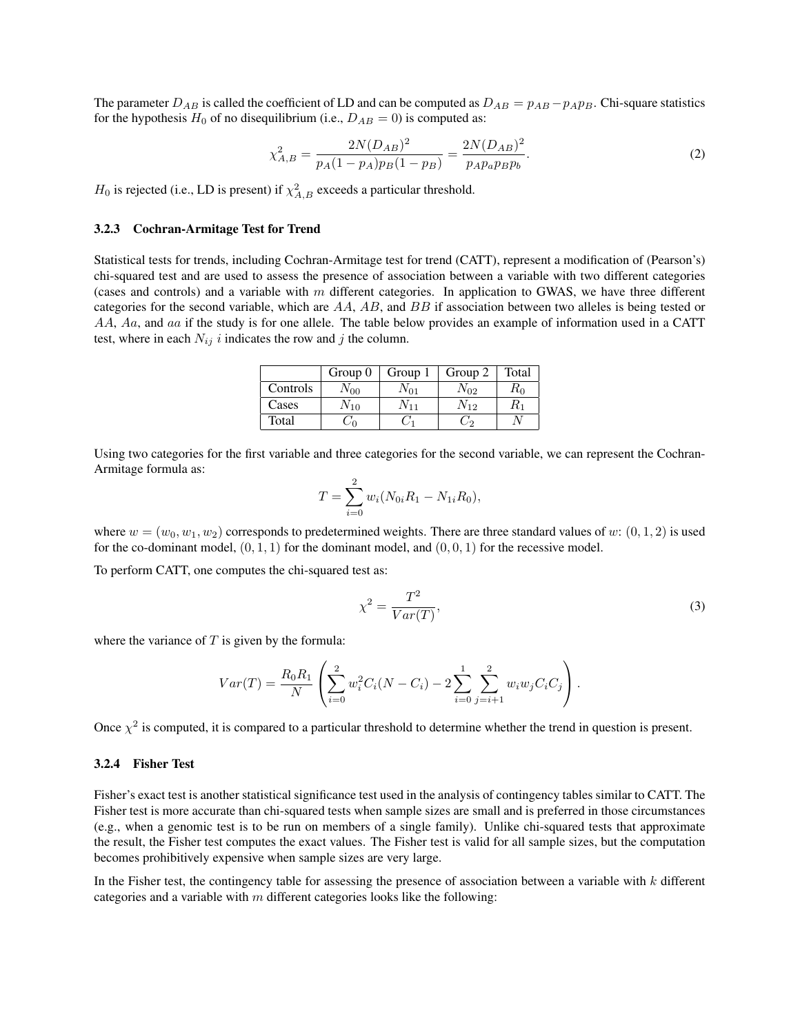The parameter $D_{AB}$ is called the coefficient of LD and can be computed as $D_{AB} = p_{AB} - p_A p_B$. Chi-square statistics for the hypothesis $H_0$ of no disequilibrium (i.e., $D_{AB} = 0$) is computed as:

$$\chi^2_{A,B} = \frac{2N(D_{AB})^2}{p_A(1-p_A)p_B(1-p_B)} = \frac{2N(D_{AB})^2}{p_A p_a p_B p_b}. \tag{2}$$

$H_0$ is rejected (i.e., LD is present) if $\chi^2_{A,B}$ exceeds a particular threshold.

### 3.2.3 Cochran-Armitage Test for Trend

Statistical tests for trends, including Cochran-Armitage test for trend (CATT), represent a modification of (Pearson's) chi-squared test and are used to assess the presence of association between a variable with two different categories (cases and controls) and a variable with $m$ different categories. In application to GWAS, we have three different categories for the second variable, which are $AA$, $AB$, and $BB$ if association between two alleles is being tested or $AA$, $Aa$, and $aa$ if the study is for one allele. The table below provides an example of information used in a CATT test, where in each $N_{ij}$ $i$ indicates the row and $j$ the column.

| | Group 0 | Group 1 | Group 2 | Total |
|---|---|---|---|---|
| Controls | $N_{00}$ | $N_{01}$ | $N_{02}$ | $R_0$ |
| Cases | $N_{10}$ | $N_{11}$ | $N_{12}$ | $R_1$ |
| Total | $C_0$ | $C_1$ | $C_2$ | $N$ |

Using two categories for the first variable and three categories for the second variable, we can represent the Cochran-Armitage formula as:

$$T = \sum_{i=0}^{2} w_i (N_{0i} R_1 - N_{1i} R_0),$$

where $w = (w_0, w_1, w_2)$ corresponds to predetermined weights. There are three standard values of $w$: $(0, 1, 2)$ is used for the co-dominant model, $(0, 1, 1)$ for the dominant model, and $(0, 0, 1)$ for the recessive model.

To perform CATT, one computes the chi-squared test as:

$$\chi^2 = \frac{T^2}{Var(T)}, \tag{3}$$

where the variance of $T$ is given by the formula:

$$Var(T) = \frac{R_0 R_1}{N} \left( \sum_{i=0}^{2} w_i^2 C_i (N - C_i) - 2 \sum_{i=0}^{1} \sum_{j=i+1}^{2} w_i w_j C_i C_j \right).$$

Once $\chi^2$ is computed, it is compared to a particular threshold to determine whether the trend in question is present.

### 3.2.4 Fisher Test

Fisher's exact test is another statistical significance test used in the analysis of contingency tables similar to CATT. The Fisher test is more accurate than chi-squared tests when sample sizes are small and is preferred in those circumstances (e.g., when a genomic test is to be run on members of a single family). Unlike chi-squared tests that approximate the result, the Fisher test computes the exact values. The Fisher test is valid for all sample sizes, but the computation becomes prohibitively expensive when sample sizes are very large.

In the Fisher test, the contingency table for assessing the presence of association between a variable with $k$ different categories and a variable with $m$ different categories looks like the following: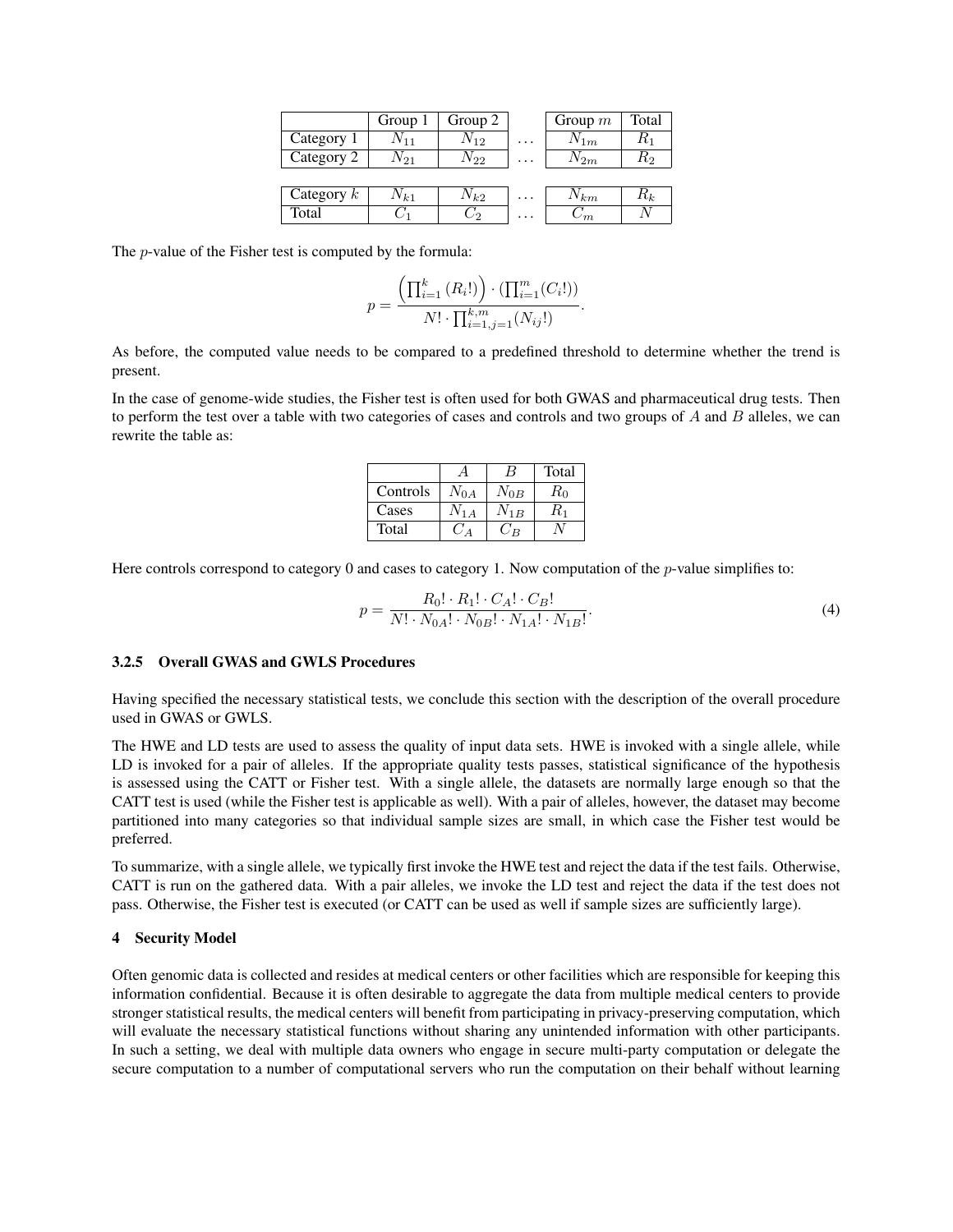|  | Group 1 | Group 2 |  | Group $m$ | Total |
|---|---|---|---|---|---|
| Category 1 | $N_{11}$ | $N_{12}$ | $\dots$ | $N_{1m}$ | $R_1$ |
| Category 2 | $N_{21}$ | $N_{22}$ | $\dots$ | $N_{2m}$ | $R_2$ |
|  |  |  |  |  |  |
| Category $k$ | $N_{k1}$ | $N_{k2}$ | $\dots$ | $N_{km}$ | $R_k$ |
| Total | $C_1$ | $C_2$ | $\dots$ | $C_m$ | $N$ |

The $p$-value of the Fisher test is computed by the formula:

$$p = \frac{\left(\prod_{i=1}^{k} (R_i!)\right) \cdot \left(\prod_{i=1}^{m} (C_i!)\right)}{N! \cdot \prod_{i=1,j=1}^{k,m} (N_{ij}!)}.$$

As before, the computed value needs to be compared to a predefined threshold to determine whether the trend is present.

In the case of genome-wide studies, the Fisher test is often used for both GWAS and pharmaceutical drug tests. Then to perform the test over a table with two categories of cases and controls and two groups of $A$ and $B$ alleles, we can rewrite the table as:

|  | $A$ | $B$ | Total |
|---|---|---|---|
| Controls | $N_{0A}$ | $N_{0B}$ | $R_0$ |
| Cases | $N_{1A}$ | $N_{1B}$ | $R_1$ |
| Total | $C_A$ | $C_B$ | $N$ |

Here controls correspond to category 0 and cases to category 1. Now computation of the $p$-value simplifies to:

$$p = \frac{R_0! \cdot R_1! \cdot C_A! \cdot C_B!}{N! \cdot N_{0A}! \cdot N_{0B}! \cdot N_{1A}! \cdot N_{1B}!}. \tag{4}$$

#### 3.2.5 Overall GWAS and GWLS Procedures

Having specified the necessary statistical tests, we conclude this section with the description of the overall procedure used in GWAS or GWLS.

The HWE and LD tests are used to assess the quality of input data sets. HWE is invoked with a single allele, while LD is invoked for a pair of alleles. If the appropriate quality tests passes, statistical significance of the hypothesis is assessed using the CATT or Fisher test. With a single allele, the datasets are normally large enough so that the CATT test is used (while the Fisher test is applicable as well). With a pair of alleles, however, the dataset may become partitioned into many categories so that individual sample sizes are small, in which case the Fisher test would be preferred.

To summarize, with a single allele, we typically first invoke the HWE test and reject the data if the test fails. Otherwise, CATT is run on the gathered data. With a pair alleles, we invoke the LD test and reject the data if the test does not pass. Otherwise, the Fisher test is executed (or CATT can be used as well if sample sizes are sufficiently large).

## 4 Security Model

Often genomic data is collected and resides at medical centers or other facilities which are responsible for keeping this information confidential. Because it is often desirable to aggregate the data from multiple medical centers to provide stronger statistical results, the medical centers will benefit from participating in privacy-preserving computation, which will evaluate the necessary statistical functions without sharing any unintended information with other participants. In such a setting, we deal with multiple data owners who engage in secure multi-party computation or delegate the secure computation to a number of computational servers who run the computation on their behalf without learning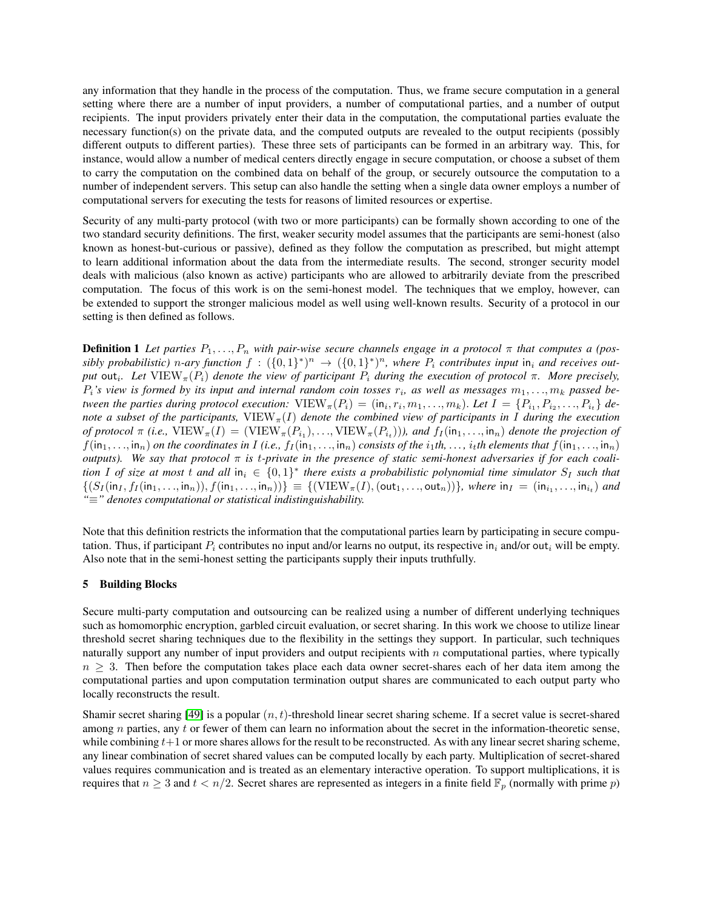any information that they handle in the process of the computation. Thus, we frame secure computation in a general setting where there are a number of input providers, a number of computational parties, and a number of output recipients. The input providers privately enter their data in the computation, the computational parties evaluate the necessary function(s) on the private data, and the computed outputs are revealed to the output recipients (possibly different outputs to different parties). These three sets of participants can be formed in an arbitrary way. This, for instance, would allow a number of medical centers directly engage in secure computation, or choose a subset of them to carry the computation on the combined data on behalf of the group, or securely outsource the computation to a number of independent servers. This setup can also handle the setting when a single data owner employs a number of computational servers for executing the tests for reasons of limited resources or expertise.

Security of any multi-party protocol (with two or more participants) can be formally shown according to one of the two standard security definitions. The first, weaker security model assumes that the participants are semi-honest (also known as honest-but-curious or passive), defined as they follow the computation as prescribed, but might attempt to learn additional information about the data from the intermediate results. The second, stronger security model deals with malicious (also known as active) participants who are allowed to arbitrarily deviate from the prescribed computation. The focus of this work is on the semi-honest model. The techniques that we employ, however, can be extended to support the stronger malicious model as well using well-known results. Security of a protocol in our setting is then defined as follows.

**Definition 1** *Let parties $P_1, \ldots, P_n$ with pair-wise secure channels engage in a protocol $\pi$ that computes a (possibly probabilistic) $n$-ary function $f : (\{0,1\}^*)^n \rightarrow (\{0,1\}^*)^n$, where $P_i$ contributes input $\mathsf{in}_i$ and receives output $\mathsf{out}_i$. Let $\mathrm{VIEW}_\pi(P_i)$ denote the view of participant $P_i$ during the execution of protocol $\pi$. More precisely, $P_i$'s view is formed by its input and internal random coin tosses $r_i$, as well as messages $m_1, \ldots, m_k$ passed between the parties during protocol execution: $\mathrm{VIEW}_\pi(P_i) = (\mathsf{in}_i, r_i, m_1, \ldots, m_k)$. Let $I = \{P_{i_1}, P_{i_2}, \ldots, P_{i_t}\}$ denote a subset of the participants, $\mathrm{VIEW}_\pi(I)$ denote the combined view of participants in $I$ during the execution of protocol $\pi$ (i.e., $\mathrm{VIEW}_\pi(I) = (\mathrm{VIEW}_\pi(P_{i_1}), \ldots, \mathrm{VIEW}_\pi(P_{i_t}))$), and $f_I(\mathsf{in}_1, \ldots, \mathsf{in}_n)$ denote the projection of $f(\mathsf{in}_1, \ldots, \mathsf{in}_n)$ on the coordinates in $I$ (i.e., $f_I(\mathsf{in}_1, \ldots, \mathsf{in}_n)$ consists of the $i_1$th, …, $i_t$th elements that $f(\mathsf{in}_1, \ldots, \mathsf{in}_n)$ outputs). We say that protocol $\pi$ is $t$-private in the presence of static semi-honest adversaries if for each coalition $I$ of size at most $t$ and all $\mathsf{in}_i \in \{0,1\}^*$ there exists a probabilistic polynomial time simulator $S_I$ such that $\{(S_I(\mathsf{in}_I, f_I(\mathsf{in}_1, \ldots, \mathsf{in}_n)), f(\mathsf{in}_1, \ldots, \mathsf{in}_n))\} \equiv \{(\mathrm{VIEW}_\pi(I), (\mathsf{out}_1, \ldots, \mathsf{out}_n))\}$, where $\mathsf{in}_I = (\mathsf{in}_{i_1}, \ldots, \mathsf{in}_{i_t})$ and "$\equiv$" denotes computational or statistical indistinguishability.*

Note that this definition restricts the information that the computational parties learn by participating in secure computation. Thus, if participant $P_i$ contributes no input and/or learns no output, its respective $\mathsf{in}_i$ and/or $\mathsf{out}_i$ will be empty. Also note that in the semi-honest setting the participants supply their inputs truthfully.

## 5 Building Blocks

Secure multi-party computation and outsourcing can be realized using a number of different underlying techniques such as homomorphic encryption, garbled circuit evaluation, or secret sharing. In this work we choose to utilize linear threshold secret sharing techniques due to the flexibility in the settings they support. In particular, such techniques naturally support any number of input providers and output recipients with $n$ computational parties, where typically $n \geq 3$. Then before the computation takes place each data owner secret-shares each of her data item among the computational parties and upon computation termination output shares are communicated to each output party who locally reconstructs the result.

Shamir secret sharing [49] is a popular $(n, t)$-threshold linear secret sharing scheme. If a secret value is secret-shared among $n$ parties, any $t$ or fewer of them can learn no information about the secret in the information-theoretic sense, while combining $t+1$ or more shares allows for the result to be reconstructed. As with any linear secret sharing scheme, any linear combination of secret shared values can be computed locally by each party. Multiplication of secret-shared values requires communication and is treated as an elementary interactive operation. To support multiplications, it is requires that $n \geq 3$ and $t < n/2$. Secret shares are represented as integers in a finite field $\mathbb{F}_p$ (normally with prime $p$)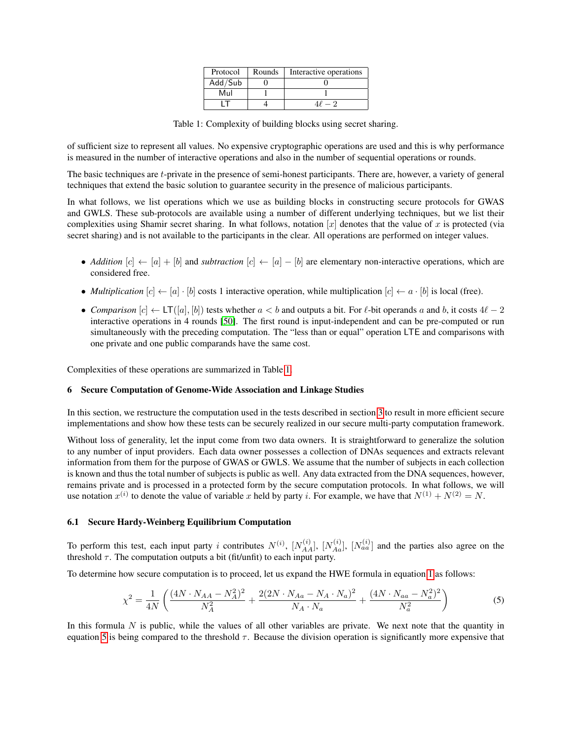| Protocol | Rounds | Interactive operations |
| --- | --- | --- |
| Add/Sub | 0 | 0 |
| Mul | 1 | 1 |
| LT | 4 | $4\ell - 2$ |

Table 1: Complexity of building blocks using secret sharing.

of sufficient size to represent all values. No expensive cryptographic operations are used and this is why performance is measured in the number of interactive operations and also in the number of sequential operations or rounds.

The basic techniques are $t$-private in the presence of semi-honest participants. There are, however, a variety of general techniques that extend the basic solution to guarantee security in the presence of malicious participants.

In what follows, we list operations which we use as building blocks in constructing secure protocols for GWAS and GWLS. These sub-protocols are available using a number of different underlying techniques, but we list their complexities using Shamir secret sharing. In what follows, notation $[x]$ denotes that the value of $x$ is protected (via secret sharing) and is not available to the participants in the clear. All operations are performed on integer values.

- *Addition* $[c] \leftarrow [a] + [b]$ and *subtraction* $[c] \leftarrow [a] - [b]$ are elementary non-interactive operations, which are considered free.
- *Multiplication* $[c] \leftarrow [a] \cdot [b]$ costs 1 interactive operation, while multiplication $[c] \leftarrow a \cdot [b]$ is local (free).
- *Comparison* $[c] \leftarrow \mathsf{LT}([a], [b])$ tests whether $a < b$ and outputs a bit. For $\ell$-bit operands $a$ and $b$, it costs $4\ell - 2$ interactive operations in 4 rounds [50]. The first round is input-independent and can be pre-computed or run simultaneously with the preceding computation. The "less than or equal" operation $\mathsf{LTE}$ and comparisons with one private and one public comparands have the same cost.

Complexities of these operations are summarized in Table 1.

## 6 Secure Computation of Genome-Wide Association and Linkage Studies

In this section, we restructure the computation used in the tests described in section 3 to result in more efficient secure implementations and show how these tests can be securely realized in our secure multi-party computation framework.

Without loss of generality, let the input come from two data owners. It is straightforward to generalize the solution to any number of input providers. Each data owner possesses a collection of DNAs sequences and extracts relevant information from them for the purpose of GWAS or GWLS. We assume that the number of subjects in each collection is known and thus the total number of subjects is public as well. Any data extracted from the DNA sequences, however, remains private and is processed in a protected form by the secure computation protocols. In what follows, we will use notation $x^{(i)}$ to denote the value of variable $x$ held by party $i$. For example, we have that $N^{(1)} + N^{(2)} = N$.

### 6.1 Secure Hardy-Weinberg Equilibrium Computation

To perform this test, each input party $i$ contributes $N^{(i)}$, $[N_{AA}^{(i)}]$, $[N_{Aa}^{(i)}]$, $[N_{aa}^{(i)}]$ and the parties also agree on the threshold $\tau$. The computation outputs a bit (fit/unfit) to each input party.

To determine how secure computation is to proceed, let us expand the HWE formula in equation 1 as follows:

$$\chi^2 = \frac{1}{4N}\left(\frac{(4N \cdot N_{AA} - N_A^2)^2}{N_A^2} + \frac{2(2N \cdot N_{Aa} - N_A \cdot N_a)^2}{N_A \cdot N_a} + \frac{(4N \cdot N_{aa} - N_a^2)^2}{N_a^2}\right) \tag{5}$$

In this formula $N$ is public, while the values of all other variables are private. We next note that the quantity in equation 5 is being compared to the threshold $\tau$. Because the division operation is significantly more expensive that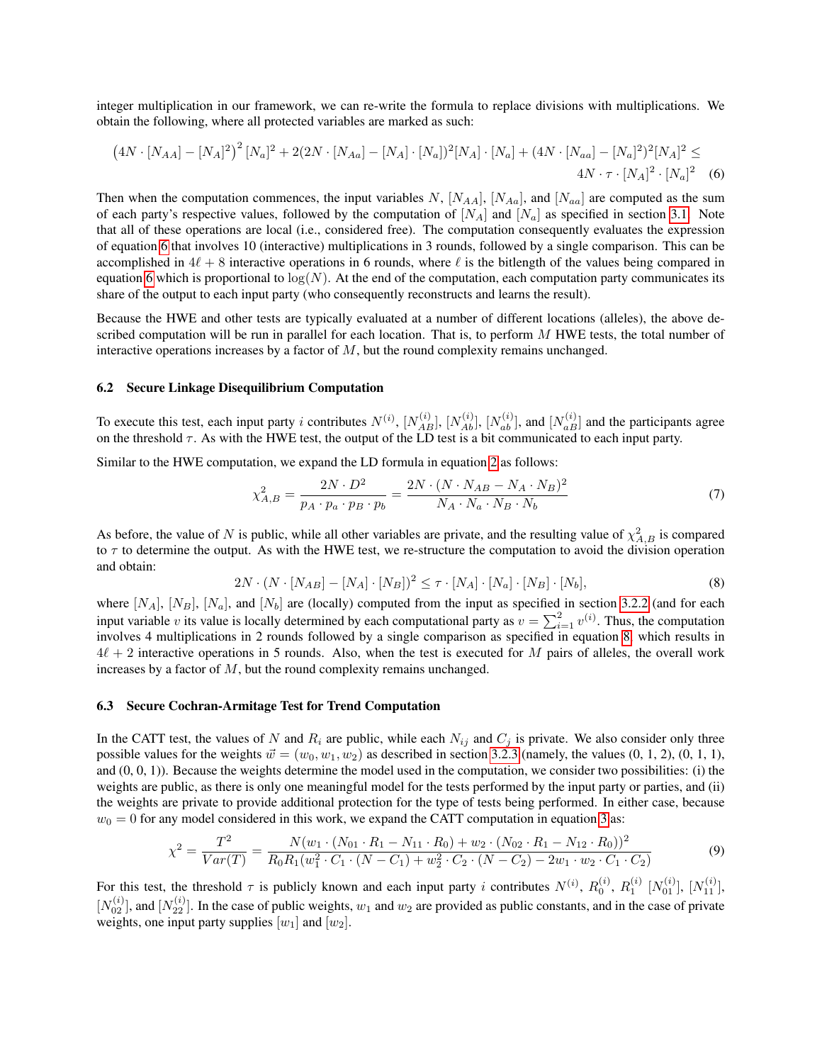integer multiplication in our framework, we can re-write the formula to replace divisions with multiplications. We obtain the following, where all protected variables are marked as such:

$$\left(4N \cdot [N_{AA}] - [N_A]^2\right)^2 [N_a]^2 + 2(2N \cdot [N_{Aa}] - [N_A] \cdot [N_a])^2 [N_A] \cdot [N_a] + (4N \cdot [N_{aa}] - [N_a]^2)^2 [N_A]^2 \leq 4N \cdot \tau \cdot [N_A]^2 \cdot [N_a]^2 \quad (6)$$

Then when the computation commences, the input variables $N$, $[N_{AA}]$, $[N_{Aa}]$, and $[N_{aa}]$ are computed as the sum of each party's respective values, followed by the computation of $[N_A]$ and $[N_a]$ as specified in section 3.1. Note that all of these operations are local (i.e., considered free). The computation consequently evaluates the expression of equation 6 that involves 10 (interactive) multiplications in 3 rounds, followed by a single comparison. This can be accomplished in $4\ell + 8$ interactive operations in 6 rounds, where $\ell$ is the bitlength of the values being compared in equation 6 which is proportional to $\log(N)$. At the end of the computation, each computation party communicates its share of the output to each input party (who consequently reconstructs and learns the result).

Because the HWE and other tests are typically evaluated at a number of different locations (alleles), the above described computation will be run in parallel for each location. That is, to perform $M$ HWE tests, the total number of interactive operations increases by a factor of $M$, but the round complexity remains unchanged.

### 6.2 Secure Linkage Disequilibrium Computation

To execute this test, each input party $i$ contributes $N^{(i)}$, $[N_{AB}^{(i)}]$, $[N_{Ab}^{(i)}]$, $[N_{ab}^{(i)}]$, and $[N_{aB}^{(i)}]$ and the participants agree on the threshold $\tau$. As with the HWE test, the output of the LD test is a bit communicated to each input party.

Similar to the HWE computation, we expand the LD formula in equation 2 as follows:

$$\chi^2_{A,B} = \frac{2N \cdot D^2}{p_A \cdot p_a \cdot p_B \cdot p_b} = \frac{2N \cdot (N \cdot N_{AB} - N_A \cdot N_B)^2}{N_A \cdot N_a \cdot N_B \cdot N_b} \quad (7)$$

As before, the value of $N$ is public, while all other variables are private, and the resulting value of $\chi^2_{A,B}$ is compared to $\tau$ to determine the output. As with the HWE test, we re-structure the computation to avoid the division operation and obtain:

$$2N \cdot (N \cdot [N_{AB}] - [N_A] \cdot [N_B])^2 \leq \tau \cdot [N_A] \cdot [N_a] \cdot [N_B] \cdot [N_b], \quad (8)$$

where $[N_A]$, $[N_B]$, $[N_a]$, and $[N_b]$ are (locally) computed from the input as specified in section 3.2.2 (and for each input variable $v$ its value is locally determined by each computational party as $v = \sum_{i=1}^{2} v^{(i)}$. Thus, the computation involves 4 multiplications in 2 rounds followed by a single comparison as specified in equation 8, which results in $4\ell + 2$ interactive operations in 5 rounds. Also, when the test is executed for $M$ pairs of alleles, the overall work increases by a factor of $M$, but the round complexity remains unchanged.

### 6.3 Secure Cochran-Armitage Test for Trend Computation

In the CATT test, the values of $N$ and $R_i$ are public, while each $N_{ij}$ and $C_j$ is private. We also consider only three possible values for the weights $\vec{w} = (w_0, w_1, w_2)$ as described in section 3.2.3 (namely, the values (0, 1, 2), (0, 1, 1), and (0, 0, 1)). Because the weights determine the model used in the computation, we consider two possibilities: (i) the weights are public, as there is only one meaningful model for the tests performed by the input party or parties, and (ii) the weights are private to provide additional protection for the type of tests being performed. In either case, because $w_0 = 0$ for any model considered in this work, we expand the CATT computation in equation 3 as:

$$\chi^2 = \frac{T^2}{Var(T)} = \frac{N(w_1 \cdot (N_{01} \cdot R_1 - N_{11} \cdot R_0) + w_2 \cdot (N_{02} \cdot R_1 - N_{12} \cdot R_0))^2}{R_0 R_1 (w_1^2 \cdot C_1 \cdot (N - C_1) + w_2^2 \cdot C_2 \cdot (N - C_2) - 2w_1 \cdot w_2 \cdot C_1 \cdot C_2)} \quad (9)$$

For this test, the threshold $\tau$ is publicly known and each input party $i$ contributes $N^{(i)}$, $R_0^{(i)}$, $R_1^{(i)}$ $[N_{01}^{(i)}]$, $[N_{11}^{(i)}]$, $[N_{02}^{(i)}]$, and $[N_{22}^{(i)}]$. In the case of public weights, $w_1$ and $w_2$ are provided as public constants, and in the case of private weights, one input party supplies $[w_1]$ and $[w_2]$.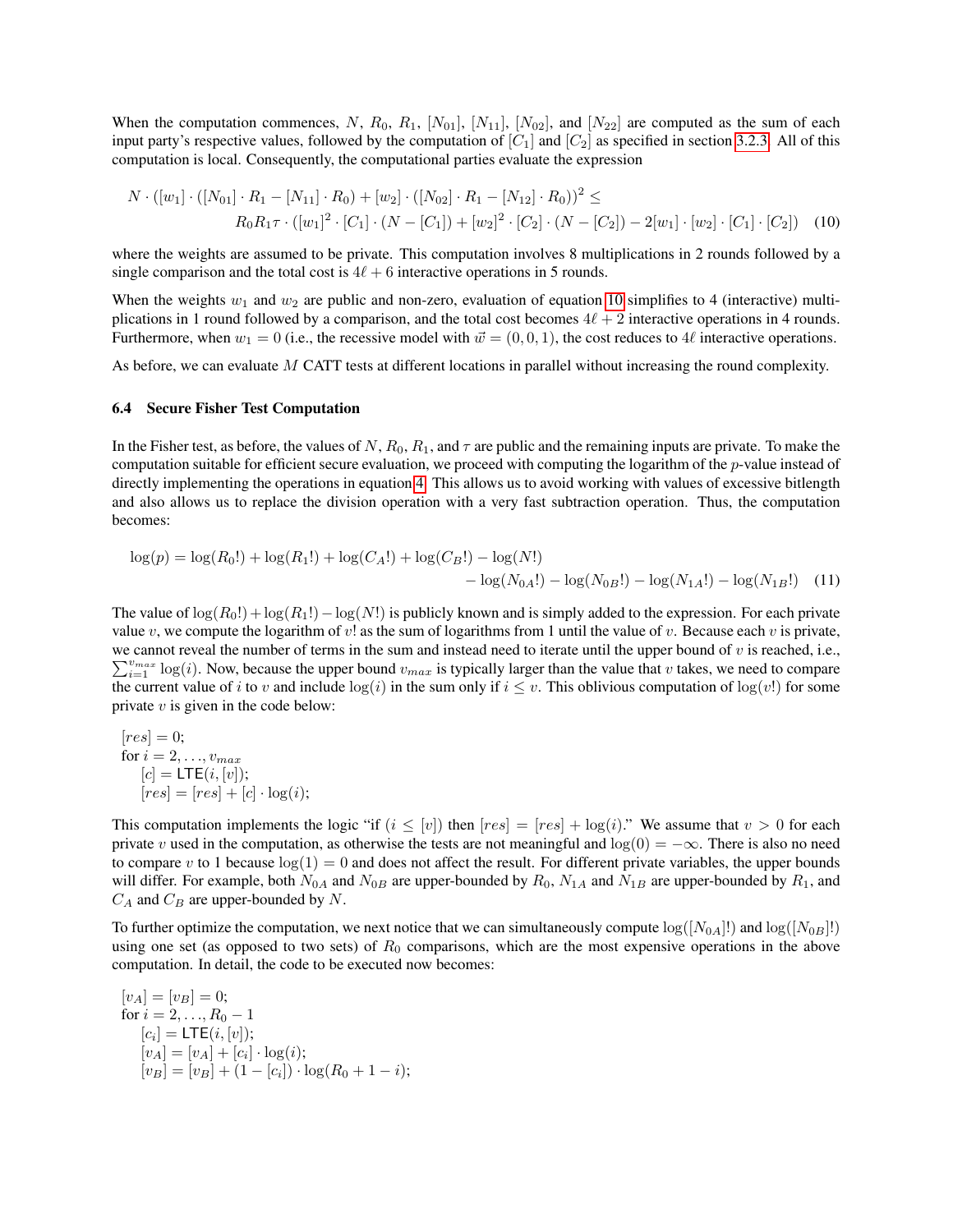When the computation commences, $N$, $R_0$, $R_1$, $[N_{01}]$, $[N_{11}]$, $[N_{02}]$, and $[N_{22}]$ are computed as the sum of each input party's respective values, followed by the computation of $[C_1]$ and $[C_2]$ as specified in section 3.2.3. All of this computation is local. Consequently, the computational parties evaluate the expression

$$N \cdot ([w_1] \cdot ([N_{01}] \cdot R_1 - [N_{11}] \cdot R_0) + [w_2] \cdot ([N_{02}] \cdot R_1 - [N_{12}] \cdot R_0))^2 \leq R_0 R_1 \tau \cdot ([w_1]^2 \cdot [C_1] \cdot (N - [C_1]) + [w_2]^2 \cdot [C_2] \cdot (N - [C_2]) - 2[w_1] \cdot [w_2] \cdot [C_1] \cdot [C_2]) \quad (10)$$

where the weights are assumed to be private. This computation involves 8 multiplications in 2 rounds followed by a single comparison and the total cost is $4\ell + 6$ interactive operations in 5 rounds.

When the weights $w_1$ and $w_2$ are public and non-zero, evaluation of equation 10 simplifies to 4 (interactive) multiplications in 1 round followed by a comparison, and the total cost becomes $4\ell + 2$ interactive operations in 4 rounds. Furthermore, when $w_1 = 0$ (i.e., the recessive model with $\vec{w} = (0, 0, 1)$, the cost reduces to $4\ell$ interactive operations.

As before, we can evaluate $M$ CATT tests at different locations in parallel without increasing the round complexity.

### 6.4 Secure Fisher Test Computation

In the Fisher test, as before, the values of $N$, $R_0$, $R_1$, and $\tau$ are public and the remaining inputs are private. To make the computation suitable for efficient secure evaluation, we proceed with computing the logarithm of the $p$-value instead of directly implementing the operations in equation 4. This allows us to avoid working with values of excessive bitlength and also allows us to replace the division operation with a very fast subtraction operation. Thus, the computation becomes:

$$\log(p) = \log(R_0!) + \log(R_1!) + \log(C_A!) + \log(C_B!) - \log(N!) - \log(N_{0A}!) - \log(N_{0B}!) - \log(N_{1A}!) - \log(N_{1B}!) \quad (11)$$

The value of $\log(R_0!) + \log(R_1!) - \log(N!)$ is publicly known and is simply added to the expression. For each private value $v$, we compute the logarithm of $v!$ as the sum of logarithms from 1 until the value of $v$. Because each $v$ is private, we cannot reveal the number of terms in the sum and instead need to iterate until the upper bound of $v$ is reached, i.e., $\sum_{i=1}^{v_{max}} \log(i)$. Now, because the upper bound $v_{max}$ is typically larger than the value that $v$ takes, we need to compare the current value of $i$ to $v$ and include $\log(i)$ in the sum only if $i \leq v$. This oblivious computation of $\log(v!)$ for some private $v$ is given in the code below:

```
[res] = 0;
for i = 2, ..., v_max
    [c] = LTE(i, [v]);
    [res] = [res] + [c] · log(i);
```

This computation implements the logic "if $(i \leq [v])$ then $[res] = [res] + \log(i)$." We assume that $v > 0$ for each private $v$ used in the computation, as otherwise the tests are not meaningful and $\log(0) = -\infty$. There is also no need to compare $v$ to 1 because $\log(1) = 0$ and does not affect the result. For different private variables, the upper bounds will differ. For example, both $N_{0A}$ and $N_{0B}$ are upper-bounded by $R_0$, $N_{1A}$ and $N_{1B}$ are upper-bounded by $R_1$, and $C_A$ and $C_B$ are upper-bounded by $N$.

To further optimize the computation, we next notice that we can simultaneously compute $\log([N_{0A}]!)$ and $\log([N_{0B}]!)$ using one set (as opposed to two sets) of $R_0$ comparisons, which are the most expensive operations in the above computation. In detail, the code to be executed now becomes:

```
[v_A] = [v_B] = 0;
for i = 2, ..., R_0 - 1
    [c_i] = LTE(i, [v]);
    [v_A] = [v_A] + [c_i] · log(i);
    [v_B] = [v_B] + (1 - [c_i]) · log(R_0 + 1 - i);
```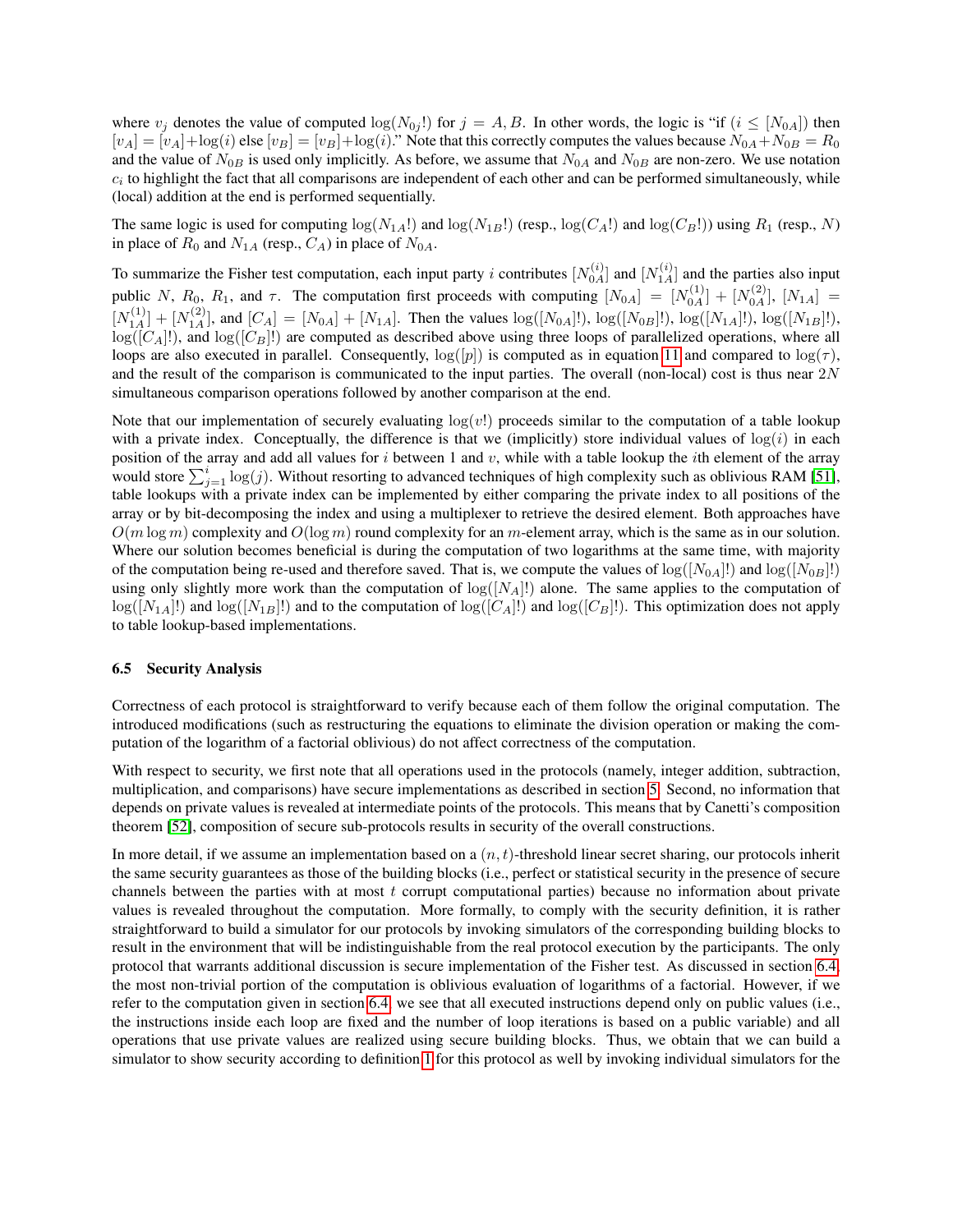where $v_j$ denotes the value of computed $\log(N_{0j}!)$ for $j = A, B$. In other words, the logic is "if $(i \leq [N_{0A}])$ then $[v_A] = [v_A] + \log(i)$ else $[v_B] = [v_B] + \log(i)$." Note that this correctly computes the values because $N_{0A} + N_{0B} = R_0$ and the value of $N_{0B}$ is used only implicitly. As before, we assume that $N_{0A}$ and $N_{0B}$ are non-zero. We use notation $c_i$ to highlight the fact that all comparisons are independent of each other and can be performed simultaneously, while (local) addition at the end is performed sequentially.

The same logic is used for computing $\log(N_{1A}!)$ and $\log(N_{1B}!)$ (resp., $\log(C_A!)$ and $\log(C_B!)$) using $R_1$ (resp., $N$) in place of $R_0$ and $N_{1A}$ (resp., $C_A$) in place of $N_{0A}$.

To summarize the Fisher test computation, each input party $i$ contributes $[N_{0A}^{(i)}]$ and $[N_{1A}^{(i)}]$ and the parties also input public $N$, $R_0$, $R_1$, and $\tau$. The computation first proceeds with computing $[N_{0A}] = [N_{0A}^{(1)}] + [N_{0A}^{(2)}]$, $[N_{1A}] = [N_{1A}^{(1)}] + [N_{1A}^{(2)}]$, and $[C_A] = [N_{0A}] + [N_{1A}]$. Then the values $\log([N_{0A}]!)$, $\log([N_{0B}]!)$, $\log([N_{1A}]!)$, $\log([N_{1B}]!)$, $\log([C_A]!)$, and $\log([C_B]!)$ are computed as described above using three loops of parallelized operations, where all loops are also executed in parallel. Consequently, $\log([p])$ is computed as in equation 11 and compared to $\log(\tau)$, and the result of the comparison is communicated to the input parties. The overall (non-local) cost is thus near $2N$ simultaneous comparison operations followed by another comparison at the end.

Note that our implementation of securely evaluating $\log(v!)$ proceeds similar to the computation of a table lookup with a private index. Conceptually, the difference is that we (implicitly) store individual values of $\log(i)$ in each position of the array and add all values for $i$ between 1 and $v$, while with a table lookup the $i$th element of the array would store $\sum_{j=1}^{i} \log(j)$. Without resorting to advanced techniques of high complexity such as oblivious RAM [51], table lookups with a private index can be implemented by either comparing the private index to all positions of the array or by bit-decomposing the index and using a multiplexer to retrieve the desired element. Both approaches have $O(m \log m)$ complexity and $O(\log m)$ round complexity for an $m$-element array, which is the same as in our solution. Where our solution becomes beneficial is during the computation of two logarithms at the same time, with majority of the computation being re-used and therefore saved. That is, we compute the values of $\log([N_{0A}]!)$ and $\log([N_{0B}]!)$ using only slightly more work than the computation of $\log([N_A]!)$ alone. The same applies to the computation of $\log([N_{1A}]!)$ and $\log([N_{1B}]!)$ and to the computation of $\log([C_A]!)$ and $\log([C_B]!)$. This optimization does not apply to table lookup-based implementations.

### 6.5 Security Analysis

Correctness of each protocol is straightforward to verify because each of them follow the original computation. The introduced modifications (such as restructuring the equations to eliminate the division operation or making the computation of the logarithm of a factorial oblivious) do not affect correctness of the computation.

With respect to security, we first note that all operations used in the protocols (namely, integer addition, subtraction, multiplication, and comparisons) have secure implementations as described in section 5. Second, no information that depends on private values is revealed at intermediate points of the protocols. This means that by Canetti's composition theorem [52], composition of secure sub-protocols results in security of the overall constructions.

In more detail, if we assume an implementation based on a $(n, t)$-threshold linear secret sharing, our protocols inherit the same security guarantees as those of the building blocks (i.e., perfect or statistical security in the presence of secure channels between the parties with at most $t$ corrupt computational parties) because no information about private values is revealed throughout the computation. More formally, to comply with the security definition, it is rather straightforward to build a simulator for our protocols by invoking simulators of the corresponding building blocks to result in the environment that will be indistinguishable from the real protocol execution by the participants. The only protocol that warrants additional discussion is secure implementation of the Fisher test. As discussed in section 6.4, the most non-trivial portion of the computation is oblivious evaluation of logarithms of a factorial. However, if we refer to the computation given in section 6.4, we see that all executed instructions depend only on public values (i.e., the instructions inside each loop are fixed and the number of loop iterations is based on a public variable) and all operations that use private values are realized using secure building blocks. Thus, we obtain that we can build a simulator to show security according to definition 1 for this protocol as well by invoking individual simulators for the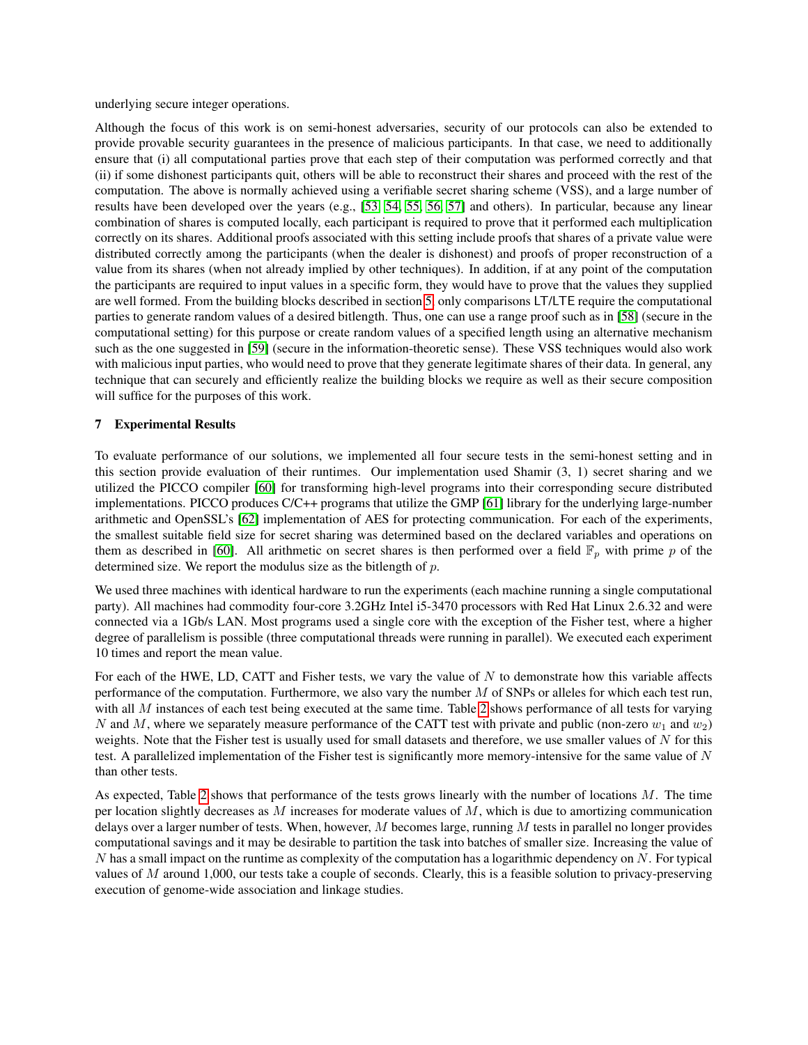underlying secure integer operations.

Although the focus of this work is on semi-honest adversaries, security of our protocols can also be extended to provide provable security guarantees in the presence of malicious participants. In that case, we need to additionally ensure that (i) all computational parties prove that each step of their computation was performed correctly and that (ii) if some dishonest participants quit, others will be able to reconstruct their shares and proceed with the rest of the computation. The above is normally achieved using a verifiable secret sharing scheme (VSS), and a large number of results have been developed over the years (e.g., [53, 54, 55, 56, 57] and others). In particular, because any linear combination of shares is computed locally, each participant is required to prove that it performed each multiplication correctly on its shares. Additional proofs associated with this setting include proofs that shares of a private value were distributed correctly among the participants (when the dealer is dishonest) and proofs of proper reconstruction of a value from its shares (when not already implied by other techniques). In addition, if at any point of the computation the participants are required to input values in a specific form, they would have to prove that the values they supplied are well formed. From the building blocks described in section 5, only comparisons LT/LTE require the computational parties to generate random values of a desired bitlength. Thus, one can use a range proof such as in [58] (secure in the computational setting) for this purpose or create random values of a specified length using an alternative mechanism such as the one suggested in [59] (secure in the information-theoretic sense). These VSS techniques would also work with malicious input parties, who would need to prove that they generate legitimate shares of their data. In general, any technique that can securely and efficiently realize the building blocks we require as well as their secure composition will suffice for the purposes of this work.

## 7 Experimental Results

To evaluate performance of our solutions, we implemented all four secure tests in the semi-honest setting and in this section provide evaluation of their runtimes. Our implementation used Shamir (3, 1) secret sharing and we utilized the PICCO compiler [60] for transforming high-level programs into their corresponding secure distributed implementations. PICCO produces C/C++ programs that utilize the GMP [61] library for the underlying large-number arithmetic and OpenSSL's [62] implementation of AES for protecting communication. For each of the experiments, the smallest suitable field size for secret sharing was determined based on the declared variables and operations on them as described in [60]. All arithmetic on secret shares is then performed over a field $\mathbb{F}_p$ with prime $p$ of the determined size. We report the modulus size as the bitlength of $p$.

We used three machines with identical hardware to run the experiments (each machine running a single computational party). All machines had commodity four-core 3.2GHz Intel i5-3470 processors with Red Hat Linux 2.6.32 and were connected via a 1Gb/s LAN. Most programs used a single core with the exception of the Fisher test, where a higher degree of parallelism is possible (three computational threads were running in parallel). We executed each experiment 10 times and report the mean value.

For each of the HWE, LD, CATT and Fisher tests, we vary the value of $N$ to demonstrate how this variable affects performance of the computation. Furthermore, we also vary the number $M$ of SNPs or alleles for which each test run, with all $M$ instances of each test being executed at the same time. Table 2 shows performance of all tests for varying $N$ and $M$, where we separately measure performance of the CATT test with private and public (non-zero $w_1$ and $w_2$) weights. Note that the Fisher test is usually used for small datasets and therefore, we use smaller values of $N$ for this test. A parallelized implementation of the Fisher test is significantly more memory-intensive for the same value of $N$ than other tests.

As expected, Table 2 shows that performance of the tests grows linearly with the number of locations $M$. The time per location slightly decreases as $M$ increases for moderate values of $M$, which is due to amortizing communication delays over a larger number of tests. When, however, $M$ becomes large, running $M$ tests in parallel no longer provides computational savings and it may be desirable to partition the task into batches of smaller size. Increasing the value of $N$ has a small impact on the runtime as complexity of the computation has a logarithmic dependency on $N$. For typical values of $M$ around 1,000, our tests take a couple of seconds. Clearly, this is a feasible solution to privacy-preserving execution of genome-wide association and linkage studies.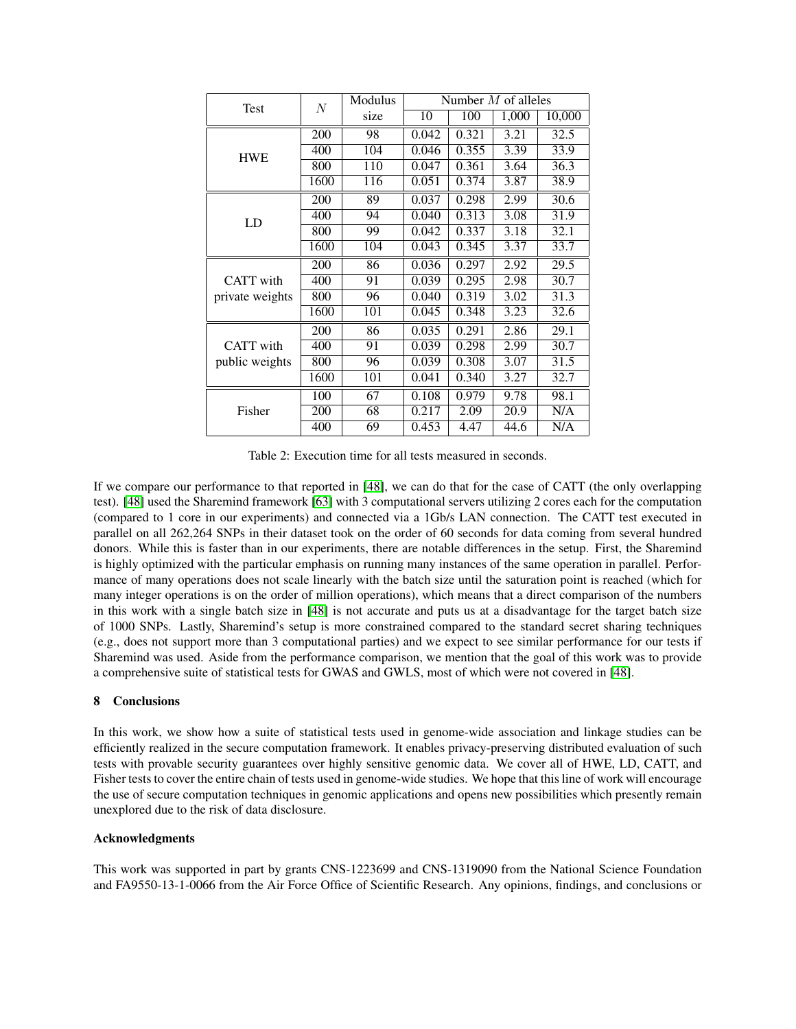| Test | $N$ | Modulus size | Number $M$ of alleles | | | |
|---|---|---|---|---|---|---|
| | | | 10 | 100 | 1,000 | 10,000 |
| HWE | 200 | 98 | 0.042 | 0.321 | 3.21 | 32.5 |
| | 400 | 104 | 0.046 | 0.355 | 3.39 | 33.9 |
| | 800 | 110 | 0.047 | 0.361 | 3.64 | 36.3 |
| | 1600 | 116 | 0.051 | 0.374 | 3.87 | 38.9 |
| LD | 200 | 89 | 0.037 | 0.298 | 2.99 | 30.6 |
| | 400 | 94 | 0.040 | 0.313 | 3.08 | 31.9 |
| | 800 | 99 | 0.042 | 0.337 | 3.18 | 32.1 |
| | 1600 | 104 | 0.043 | 0.345 | 3.37 | 33.7 |
| CATT with private weights | 200 | 86 | 0.036 | 0.297 | 2.92 | 29.5 |
| | 400 | 91 | 0.039 | 0.295 | 2.98 | 30.7 |
| | 800 | 96 | 0.040 | 0.319 | 3.02 | 31.3 |
| | 1600 | 101 | 0.045 | 0.348 | 3.23 | 32.6 |
| CATT with public weights | 200 | 86 | 0.035 | 0.291 | 2.86 | 29.1 |
| | 400 | 91 | 0.039 | 0.298 | 2.99 | 30.7 |
| | 800 | 96 | 0.039 | 0.308 | 3.07 | 31.5 |
| | 1600 | 101 | 0.041 | 0.340 | 3.27 | 32.7 |
| Fisher | 100 | 67 | 0.108 | 0.979 | 9.78 | 98.1 |
| | 200 | 68 | 0.217 | 2.09 | 20.9 | N/A |
| | 400 | 69 | 0.453 | 4.47 | 44.6 | N/A |

Table 2: Execution time for all tests measured in seconds.

If we compare our performance to that reported in [48], we can do that for the case of CATT (the only overlapping test). [48] used the Sharemind framework [63] with 3 computational servers utilizing 2 cores each for the computation (compared to 1 core in our experiments) and connected via a 1Gb/s LAN connection. The CATT test executed in parallel on all 262,264 SNPs in their dataset took on the order of 60 seconds for data coming from several hundred donors. While this is faster than in our experiments, there are notable differences in the setup. First, the Sharemind is highly optimized with the particular emphasis on running many instances of the same operation in parallel. Performance of many operations does not scale linearly with the batch size until the saturation point is reached (which for many integer operations is on the order of million operations), which means that a direct comparison of the numbers in this work with a single batch size in [48] is not accurate and puts us at a disadvantage for the target batch size of 1000 SNPs. Lastly, Sharemind's setup is more constrained compared to the standard secret sharing techniques (e.g., does not support more than 3 computational parties) and we expect to see similar performance for our tests if Sharemind was used. Aside from the performance comparison, we mention that the goal of this work was to provide a comprehensive suite of statistical tests for GWAS and GWLS, most of which were not covered in [48].

## 8 Conclusions

In this work, we show how a suite of statistical tests used in genome-wide association and linkage studies can be efficiently realized in the secure computation framework. It enables privacy-preserving distributed evaluation of such tests with provable security guarantees over highly sensitive genomic data. We cover all of HWE, LD, CATT, and Fisher tests to cover the entire chain of tests used in genome-wide studies. We hope that this line of work will encourage the use of secure computation techniques in genomic applications and opens new possibilities which presently remain unexplored due to the risk of data disclosure.

### Acknowledgments

This work was supported in part by grants CNS-1223699 and CNS-1319090 from the National Science Foundation and FA9550-13-1-0066 from the Air Force Office of Scientific Research. Any opinions, findings, and conclusions or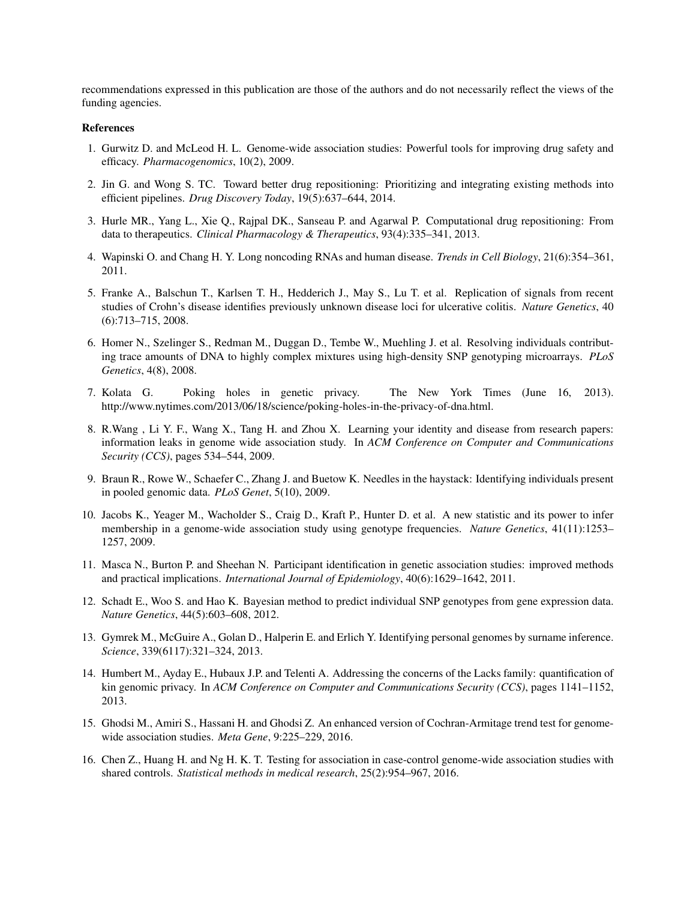recommendations expressed in this publication are those of the authors and do not necessarily reflect the views of the funding agencies.

**References**

1. Gurwitz D. and McLeod H. L. Genome-wide association studies: Powerful tools for improving drug safety and efficacy. *Pharmacogenomics*, 10(2), 2009.

2. Jin G. and Wong S. TC. Toward better drug repositioning: Prioritizing and integrating existing methods into efficient pipelines. *Drug Discovery Today*, 19(5):637–644, 2014.

3. Hurle MR., Yang L., Xie Q., Rajpal DK., Sanseau P. and Agarwal P. Computational drug repositioning: From data to therapeutics. *Clinical Pharmacology & Therapeutics*, 93(4):335–341, 2013.

4. Wapinski O. and Chang H. Y. Long noncoding RNAs and human disease. *Trends in Cell Biology*, 21(6):354–361, 2011.

5. Franke A., Balschun T., Karlsen T. H., Hedderich J., May S., Lu T. et al. Replication of signals from recent studies of Crohn's disease identifies previously unknown disease loci for ulcerative colitis. *Nature Genetics*, 40 (6):713–715, 2008.

6. Homer N., Szelinger S., Redman M., Duggan D., Tembe W., Muehling J. et al. Resolving individuals contributing trace amounts of DNA to highly complex mixtures using high-density SNP genotyping microarrays. *PLoS Genetics*, 4(8), 2008.

7. Kolata G. Poking holes in genetic privacy. The New York Times (June 16, 2013). http://www.nytimes.com/2013/06/18/science/poking-holes-in-the-privacy-of-dna.html.

8. R.Wang , Li Y. F., Wang X., Tang H. and Zhou X. Learning your identity and disease from research papers: information leaks in genome wide association study. In *ACM Conference on Computer and Communications Security (CCS)*, pages 534–544, 2009.

9. Braun R., Rowe W., Schaefer C., Zhang J. and Buetow K. Needles in the haystack: Identifying individuals present in pooled genomic data. *PLoS Genet*, 5(10), 2009.

10. Jacobs K., Yeager M., Wacholder S., Craig D., Kraft P., Hunter D. et al. A new statistic and its power to infer membership in a genome-wide association study using genotype frequencies. *Nature Genetics*, 41(11):1253–1257, 2009.

11. Masca N., Burton P. and Sheehan N. Participant identification in genetic association studies: improved methods and practical implications. *International Journal of Epidemiology*, 40(6):1629–1642, 2011.

12. Schadt E., Woo S. and Hao K. Bayesian method to predict individual SNP genotypes from gene expression data. *Nature Genetics*, 44(5):603–608, 2012.

13. Gymrek M., McGuire A., Golan D., Halperin E. and Erlich Y. Identifying personal genomes by surname inference. *Science*, 339(6117):321–324, 2013.

14. Humbert M., Ayday E., Hubaux J.P. and Telenti A. Addressing the concerns of the Lacks family: quantification of kin genomic privacy. In *ACM Conference on Computer and Communications Security (CCS)*, pages 1141–1152, 2013.

15. Ghodsi M., Amiri S., Hassani H. and Ghodsi Z. An enhanced version of Cochran-Armitage trend test for genome-wide association studies. *Meta Gene*, 9:225–229, 2016.

16. Chen Z., Huang H. and Ng H. K. T. Testing for association in case-control genome-wide association studies with shared controls. *Statistical methods in medical research*, 25(2):954–967, 2016.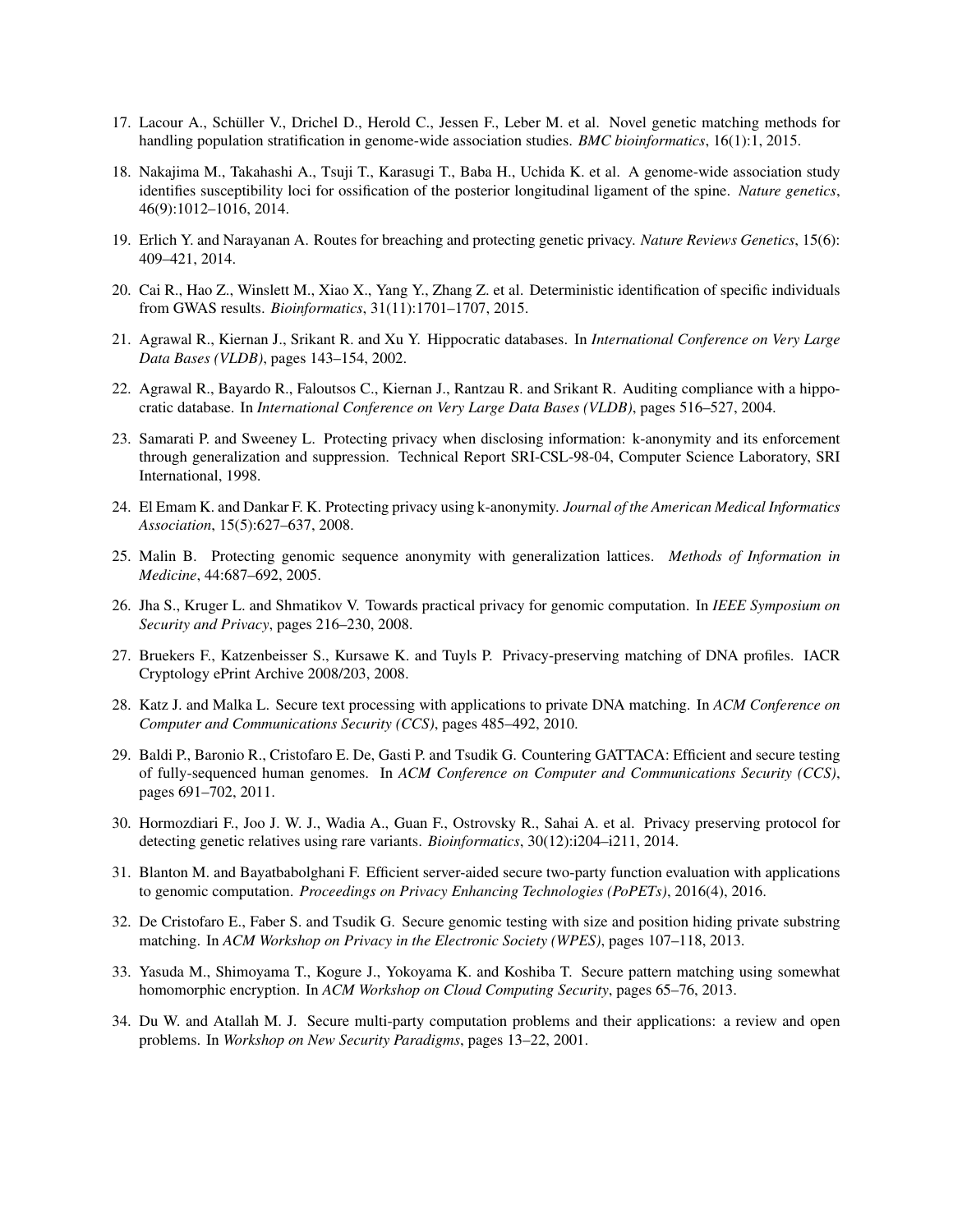17. Lacour A., Schüller V., Drichel D., Herold C., Jessen F., Leber M. et al. Novel genetic matching methods for handling population stratification in genome-wide association studies. *BMC bioinformatics*, 16(1):1, 2015.

18. Nakajima M., Takahashi A., Tsuji T., Karasugi T., Baba H., Uchida K. et al. A genome-wide association study identifies susceptibility loci for ossification of the posterior longitudinal ligament of the spine. *Nature genetics*, 46(9):1012–1016, 2014.

19. Erlich Y. and Narayanan A. Routes for breaching and protecting genetic privacy. *Nature Reviews Genetics*, 15(6): 409–421, 2014.

20. Cai R., Hao Z., Winslett M., Xiao X., Yang Y., Zhang Z. et al. Deterministic identification of specific individuals from GWAS results. *Bioinformatics*, 31(11):1701–1707, 2015.

21. Agrawal R., Kiernan J., Srikant R. and Xu Y. Hippocratic databases. In *International Conference on Very Large Data Bases (VLDB)*, pages 143–154, 2002.

22. Agrawal R., Bayardo R., Faloutsos C., Kiernan J., Rantzau R. and Srikant R. Auditing compliance with a hippocratic database. In *International Conference on Very Large Data Bases (VLDB)*, pages 516–527, 2004.

23. Samarati P. and Sweeney L. Protecting privacy when disclosing information: k-anonymity and its enforcement through generalization and suppression. Technical Report SRI-CSL-98-04, Computer Science Laboratory, SRI International, 1998.

24. El Emam K. and Dankar F. K. Protecting privacy using k-anonymity. *Journal of the American Medical Informatics Association*, 15(5):627–637, 2008.

25. Malin B. Protecting genomic sequence anonymity with generalization lattices. *Methods of Information in Medicine*, 44:687–692, 2005.

26. Jha S., Kruger L. and Shmatikov V. Towards practical privacy for genomic computation. In *IEEE Symposium on Security and Privacy*, pages 216–230, 2008.

27. Bruekers F., Katzenbeisser S., Kursawe K. and Tuyls P. Privacy-preserving matching of DNA profiles. IACR Cryptology ePrint Archive 2008/203, 2008.

28. Katz J. and Malka L. Secure text processing with applications to private DNA matching. In *ACM Conference on Computer and Communications Security (CCS)*, pages 485–492, 2010.

29. Baldi P., Baronio R., Cristofaro E. De, Gasti P. and Tsudik G. Countering GATTACA: Efficient and secure testing of fully-sequenced human genomes. In *ACM Conference on Computer and Communications Security (CCS)*, pages 691–702, 2011.

30. Hormozdiari F., Joo J. W. J., Wadia A., Guan F., Ostrovsky R., Sahai A. et al. Privacy preserving protocol for detecting genetic relatives using rare variants. *Bioinformatics*, 30(12):i204–i211, 2014.

31. Blanton M. and Bayatbabolghani F. Efficient server-aided secure two-party function evaluation with applications to genomic computation. *Proceedings on Privacy Enhancing Technologies (PoPETs)*, 2016(4), 2016.

32. De Cristofaro E., Faber S. and Tsudik G. Secure genomic testing with size and position hiding private substring matching. In *ACM Workshop on Privacy in the Electronic Society (WPES)*, pages 107–118, 2013.

33. Yasuda M., Shimoyama T., Kogure J., Yokoyama K. and Koshiba T. Secure pattern matching using somewhat homomorphic encryption. In *ACM Workshop on Cloud Computing Security*, pages 65–76, 2013.

34. Du W. and Atallah M. J. Secure multi-party computation problems and their applications: a review and open problems. In *Workshop on New Security Paradigms*, pages 13–22, 2001.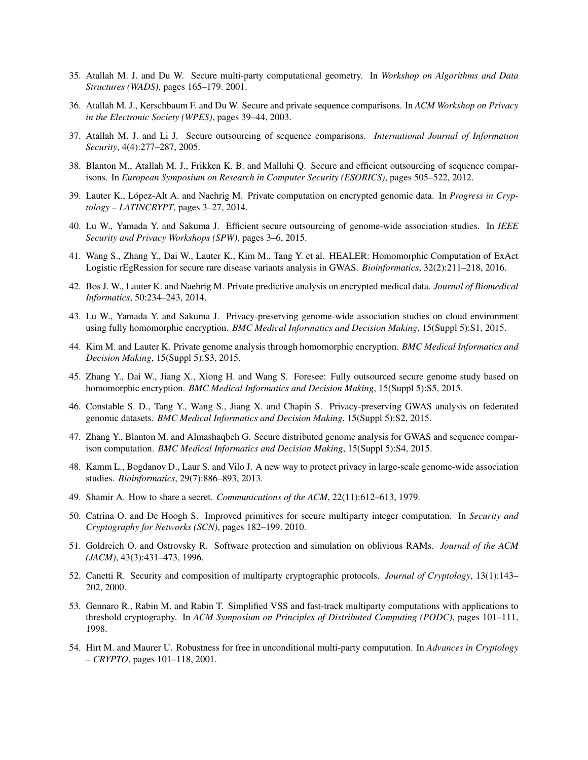35. Atallah M. J. and Du W. Secure multi-party computational geometry. In *Workshop on Algorithms and Data Structures (WADS)*, pages 165–179. 2001.

36. Atallah M. J., Kerschbaum F. and Du W. Secure and private sequence comparisons. In *ACM Workshop on Privacy in the Electronic Society (WPES)*, pages 39–44, 2003.

37. Atallah M. J. and Li J. Secure outsourcing of sequence comparisons. *International Journal of Information Security*, 4(4):277–287, 2005.

38. Blanton M., Atallah M. J., Frikken K. B. and Malluhi Q. Secure and efficient outsourcing of sequence comparisons. In *European Symposium on Research in Computer Security (ESORICS)*, pages 505–522, 2012.

39. Lauter K., López-Alt A. and Naehrig M. Private computation on encrypted genomic data. In *Progress in Cryptology – LATINCRYPT*, pages 3–27, 2014.

40. Lu W., Yamada Y. and Sakuma J. Efficient secure outsourcing of genome-wide association studies. In *IEEE Security and Privacy Workshops (SPW)*, pages 3–6, 2015.

41. Wang S., Zhang Y., Dai W., Lauter K., Kim M., Tang Y. et al. HEALER: Homomorphic Computation of ExAct Logistic rEgRession for secure rare disease variants analysis in GWAS. *Bioinformatics*, 32(2):211–218, 2016.

42. Bos J. W., Lauter K. and Naehrig M. Private predictive analysis on encrypted medical data. *Journal of Biomedical Informatics*, 50:234–243, 2014.

43. Lu W., Yamada Y. and Sakuma J. Privacy-preserving genome-wide association studies on cloud environment using fully homomorphic encryption. *BMC Medical Informatics and Decision Making*, 15(Suppl 5):S1, 2015.

44. Kim M. and Lauter K. Private genome analysis through homomorphic encryption. *BMC Medical Informatics and Decision Making*, 15(Suppl 5):S3, 2015.

45. Zhang Y., Dai W., Jiang X., Xiong H. and Wang S. Foresee: Fully outsourced secure genome study based on homomorphic encryption. *BMC Medical Informatics and Decision Making*, 15(Suppl 5):S5, 2015.

46. Constable S. D., Tang Y., Wang S., Jiang X. and Chapin S. Privacy-preserving GWAS analysis on federated genomic datasets. *BMC Medical Informatics and Decision Making*, 15(Suppl 5):S2, 2015.

47. Zhang Y., Blanton M. and Almashaqbeh G. Secure distributed genome analysis for GWAS and sequence comparison computation. *BMC Medical Informatics and Decision Making*, 15(Suppl 5):S4, 2015.

48. Kamm L., Bogdanov D., Laur S. and Vilo J. A new way to protect privacy in large-scale genome-wide association studies. *Bioinformatics*, 29(7):886–893, 2013.

49. Shamir A. How to share a secret. *Communications of the ACM*, 22(11):612–613, 1979.

50. Catrina O. and De Hoogh S. Improved primitives for secure multiparty integer computation. In *Security and Cryptography for Networks (SCN)*, pages 182–199. 2010.

51. Goldreich O. and Ostrovsky R. Software protection and simulation on oblivious RAMs. *Journal of the ACM (JACM)*, 43(3):431–473, 1996.

52. Canetti R. Security and composition of multiparty cryptographic protocols. *Journal of Cryptology*, 13(1):143–202, 2000.

53. Gennaro R., Rabin M. and Rabin T. Simplified VSS and fast-track multiparty computations with applications to threshold cryptography. In *ACM Symposium on Principles of Distributed Computing (PODC)*, pages 101–111, 1998.

54. Hirt M. and Maurer U. Robustness for free in unconditional multi-party computation. In *Advances in Cryptology – CRYPTO*, pages 101–118, 2001.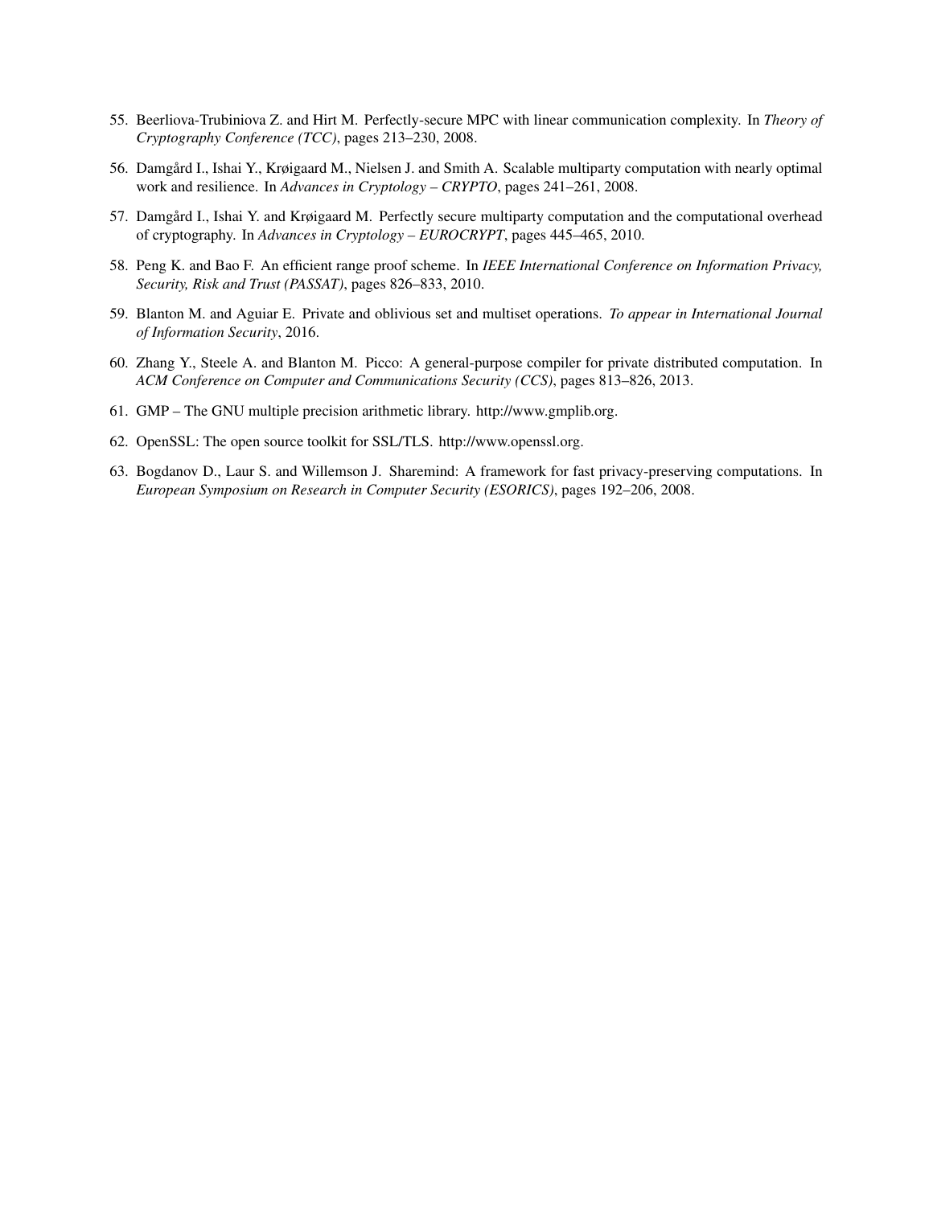55. Beerliova-Trubiniova Z. and Hirt M. Perfectly-secure MPC with linear communication complexity. In *Theory of Cryptography Conference (TCC)*, pages 213–230, 2008.

56. Damgård I., Ishai Y., Krøigaard M., Nielsen J. and Smith A. Scalable multiparty computation with nearly optimal work and resilience. In *Advances in Cryptology – CRYPTO*, pages 241–261, 2008.

57. Damgård I., Ishai Y. and Krøigaard M. Perfectly secure multiparty computation and the computational overhead of cryptography. In *Advances in Cryptology – EUROCRYPT*, pages 445–465, 2010.

58. Peng K. and Bao F. An efficient range proof scheme. In *IEEE International Conference on Information Privacy, Security, Risk and Trust (PASSAT)*, pages 826–833, 2010.

59. Blanton M. and Aguiar E. Private and oblivious set and multiset operations. *To appear in International Journal of Information Security*, 2016.

60. Zhang Y., Steele A. and Blanton M. Picco: A general-purpose compiler for private distributed computation. In *ACM Conference on Computer and Communications Security (CCS)*, pages 813–826, 2013.

61. GMP – The GNU multiple precision arithmetic library. http://www.gmplib.org.

62. OpenSSL: The open source toolkit for SSL/TLS. http://www.openssl.org.

63. Bogdanov D., Laur S. and Willemson J. Sharemind: A framework for fast privacy-preserving computations. In *European Symposium on Research in Computer Security (ESORICS)*, pages 192–206, 2008.